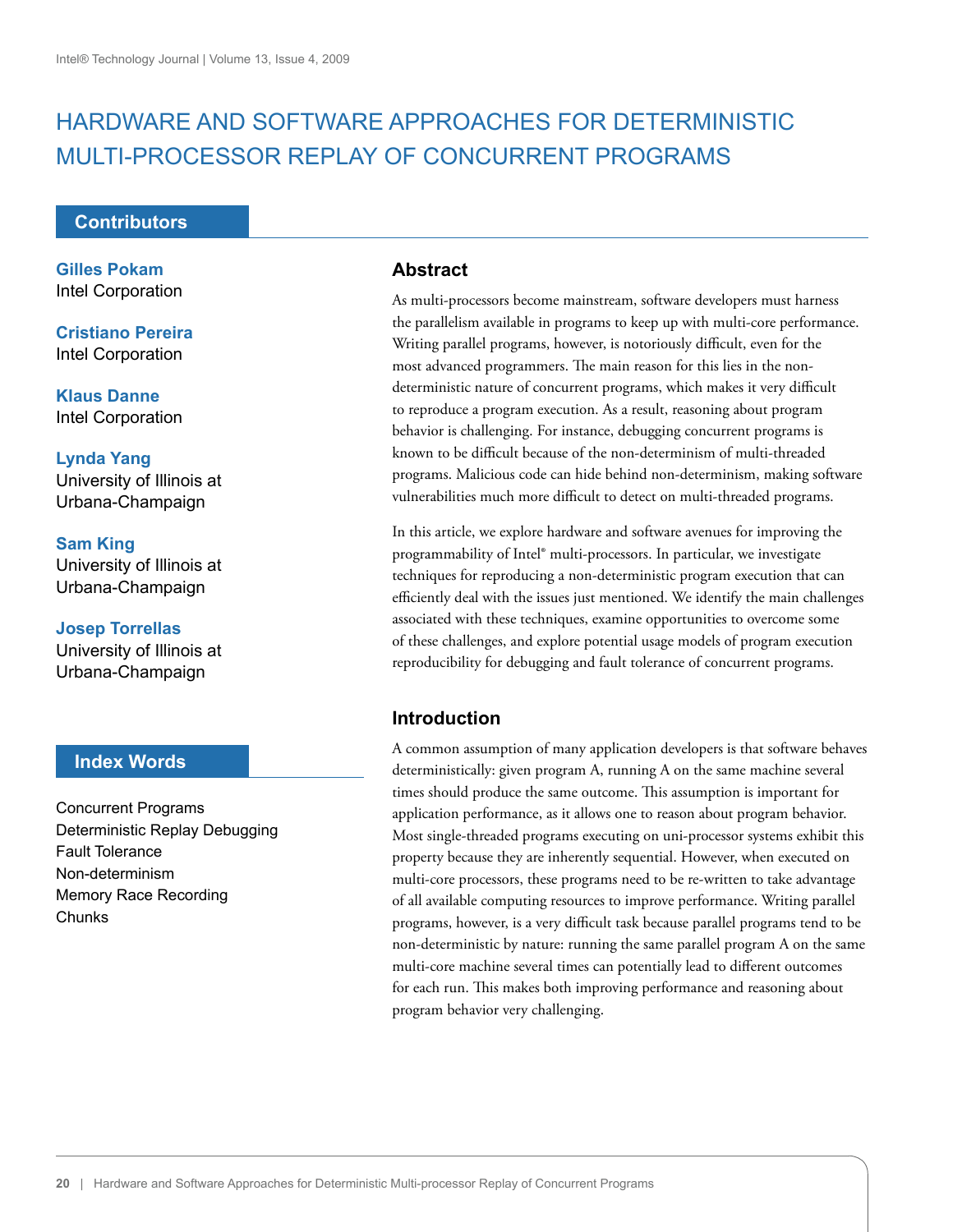# HARDWARE AND SOFTWARE APPROACHES FOR DETERMINISTIC MULTI-PROCESSOR REPLAY OF CONCURRENT PROGRAMS

## Contributors

**Gilles Pokam**
Intel Corporation

**Cristiano Pereira**
Intel Corporation

**Klaus Danne**
Intel Corporation

**Lynda Yang**
University of Illinois at Urbana-Champaign

**Sam King**
University of Illinois at Urbana-Champaign

**Josep Torrellas**
University of Illinois at Urbana-Champaign

## Index Words

Concurrent Programs
Deterministic Replay Debugging
Fault Tolerance
Non-determinism
Memory Race Recording
Chunks

## Abstract

As multi-processors become mainstream, software developers must harness the parallelism available in programs to keep up with multi-core performance. Writing parallel programs, however, is notoriously difficult, even for the most advanced programmers. The main reason for this lies in the non-deterministic nature of concurrent programs, which makes it very difficult to reproduce a program execution. As a result, reasoning about program behavior is challenging. For instance, debugging concurrent programs is known to be difficult because of the non-determinism of multi-threaded programs. Malicious code can hide behind non-determinism, making software vulnerabilities much more difficult to detect on multi-threaded programs.

In this article, we explore hardware and software avenues for improving the programmability of Intel® multi-processors. In particular, we investigate techniques for reproducing a non-deterministic program execution that can efficiently deal with the issues just mentioned. We identify the main challenges associated with these techniques, examine opportunities to overcome some of these challenges, and explore potential usage models of program execution reproducibility for debugging and fault tolerance of concurrent programs.

## Introduction

A common assumption of many application developers is that software behaves deterministically: given program A, running A on the same machine several times should produce the same outcome. This assumption is important for application performance, as it allows one to reason about program behavior. Most single-threaded programs executing on uni-processor systems exhibit this property because they are inherently sequential. However, when executed on multi-core processors, these programs need to be re-written to take advantage of all available computing resources to improve performance. Writing parallel programs, however, is a very difficult task because parallel programs tend to be non-deterministic by nature: running the same parallel program A on the same multi-core machine several times can potentially lead to different outcomes for each run. This makes both improving performance and reasoning about program behavior very challenging.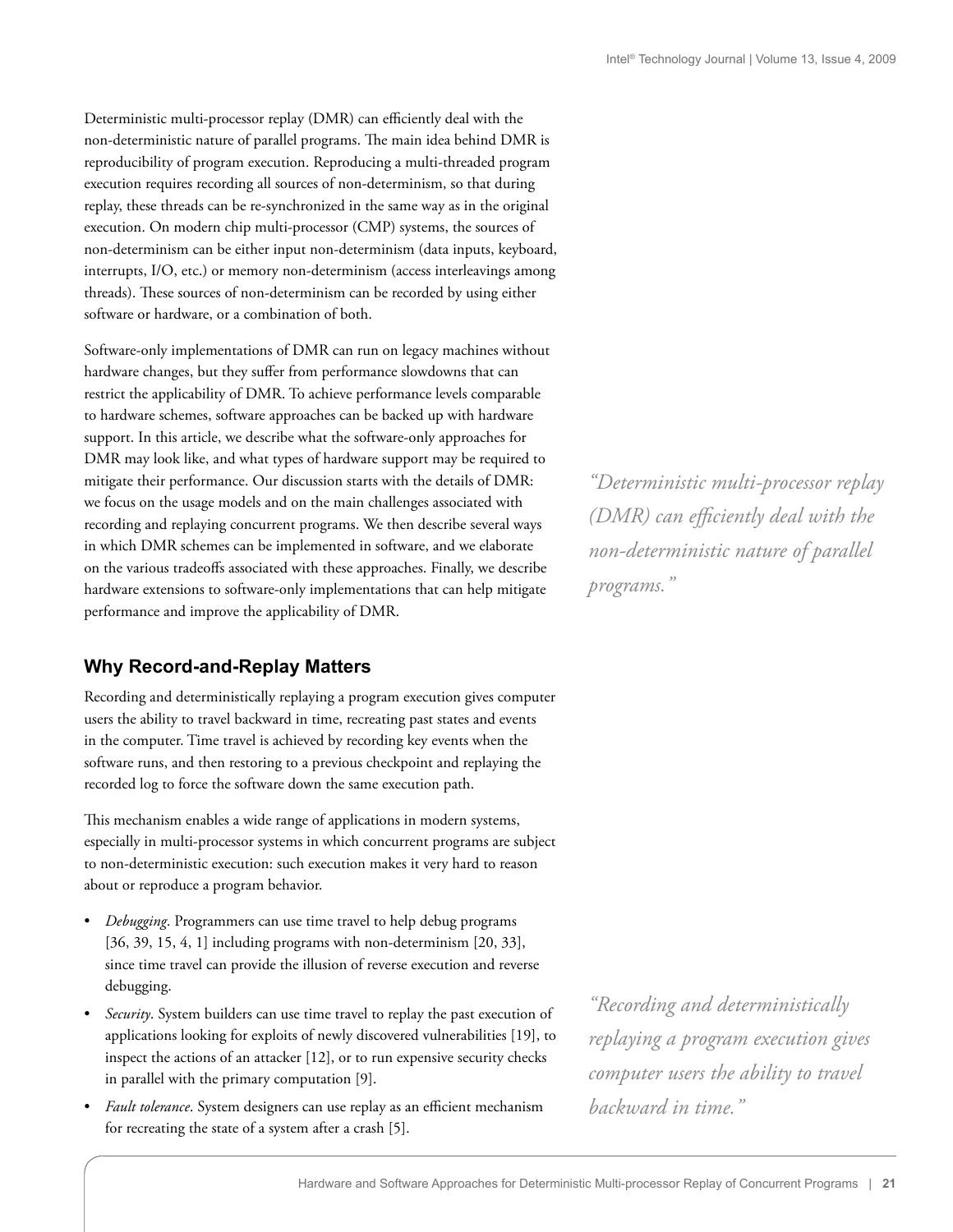Deterministic multi-processor replay (DMR) can efficiently deal with the non-deterministic nature of parallel programs. The main idea behind DMR is reproducibility of program execution. Reproducing a multi-threaded program execution requires recording all sources of non-determinism, so that during replay, these threads can be re-synchronized in the same way as in the original execution. On modern chip multi-processor (CMP) systems, the sources of non-determinism can be either input non-determinism (data inputs, keyboard, interrupts, I/O, etc.) or memory non-determinism (access interleavings among threads). These sources of non-determinism can be recorded by using either software or hardware, or a combination of both.

Software-only implementations of DMR can run on legacy machines without hardware changes, but they suffer from performance slowdowns that can restrict the applicability of DMR. To achieve performance levels comparable to hardware schemes, software approaches can be backed up with hardware support. In this article, we describe what the software-only approaches for DMR may look like, and what types of hardware support may be required to mitigate their performance. Our discussion starts with the details of DMR: we focus on the usage models and on the main challenges associated with recording and replaying concurrent programs. We then describe several ways in which DMR schemes can be implemented in software, and we elaborate on the various tradeoffs associated with these approaches. Finally, we describe hardware extensions to software-only implementations that can help mitigate performance and improve the applicability of DMR.

*"Deterministic multi-processor replay (DMR) can efficiently deal with the non-deterministic nature of parallel programs."*

## Why Record-and-Replay Matters

Recording and deterministically replaying a program execution gives computer users the ability to travel backward in time, recreating past states and events in the computer. Time travel is achieved by recording key events when the software runs, and then restoring to a previous checkpoint and replaying the recorded log to force the software down the same execution path.

This mechanism enables a wide range of applications in modern systems, especially in multi-processor systems in which concurrent programs are subject to non-deterministic execution: such execution makes it very hard to reason about or reproduce a program behavior.

- *Debugging*. Programmers can use time travel to help debug programs [36, 39, 15, 4, 1] including programs with non-determinism [20, 33], since time travel can provide the illusion of reverse execution and reverse debugging.
- *Security*. System builders can use time travel to replay the past execution of applications looking for exploits of newly discovered vulnerabilities [19], to inspect the actions of an attacker [12], or to run expensive security checks in parallel with the primary computation [9].
- *Fault tolerance*. System designers can use replay as an efficient mechanism for recreating the state of a system after a crash [5].

*"Recording and deterministically replaying a program execution gives computer users the ability to travel backward in time."*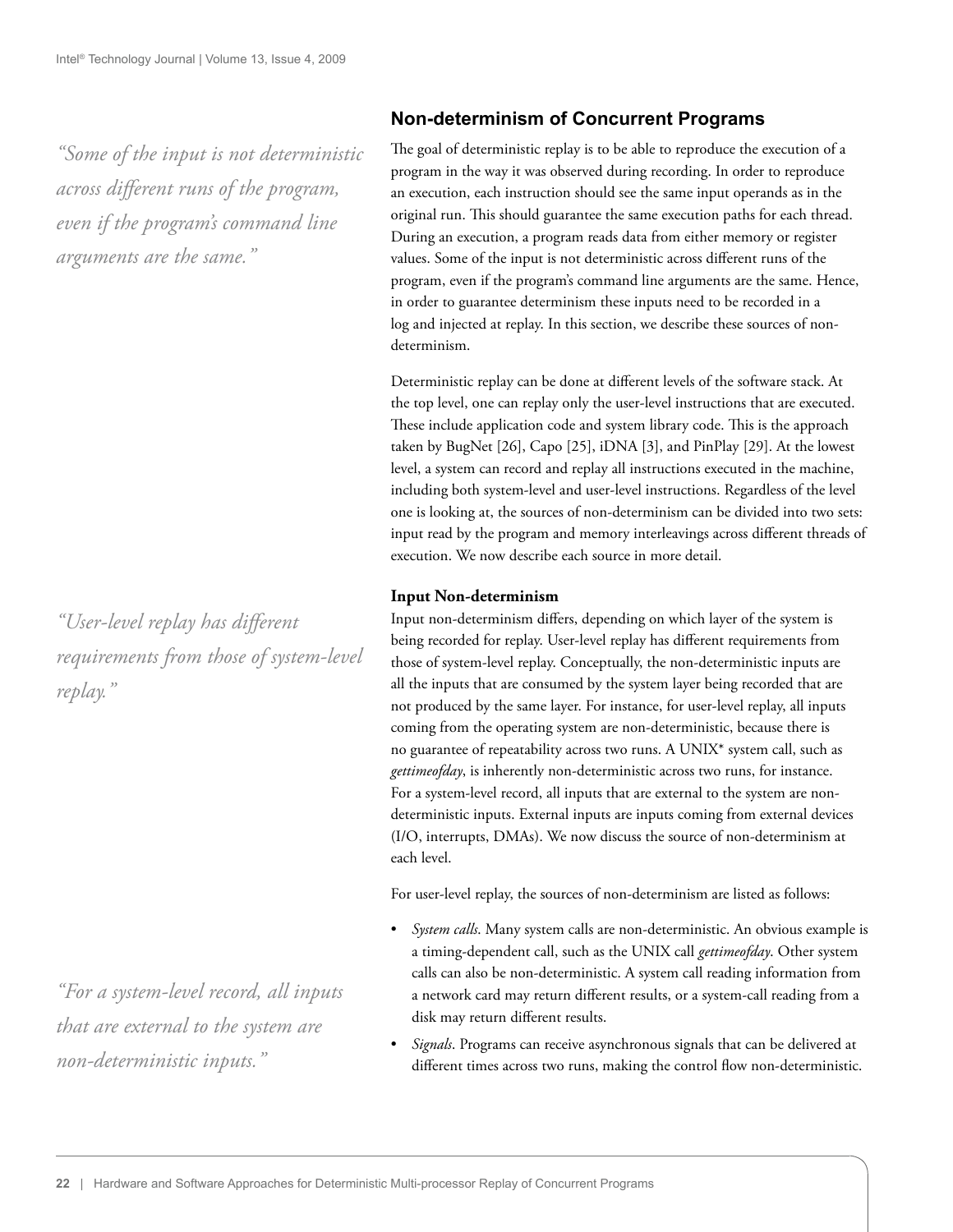## Non-determinism of Concurrent Programs

The goal of deterministic replay is to be able to reproduce the execution of a program in the way it was observed during recording. In order to reproduce an execution, each instruction should see the same input operands as in the original run. This should guarantee the same execution paths for each thread. During an execution, a program reads data from either memory or register values. Some of the input is not deterministic across different runs of the program, even if the program's command line arguments are the same. Hence, in order to guarantee determinism these inputs need to be recorded in a log and injected at replay. In this section, we describe these sources of non-determinism.

*"Some of the input is not deterministic across different runs of the program, even if the program's command line arguments are the same."*

Deterministic replay can be done at different levels of the software stack. At the top level, one can replay only the user-level instructions that are executed. These include application code and system library code. This is the approach taken by BugNet [26], Capo [25], iDNA [3], and PinPlay [29]. At the lowest level, a system can record and replay all instructions executed in the machine, including both system-level and user-level instructions. Regardless of the level one is looking at, the sources of non-determinism can be divided into two sets: input read by the program and memory interleavings across different threads of execution. We now describe each source in more detail.

### Input Non-determinism

Input non-determinism differs, depending on which layer of the system is being recorded for replay. User-level replay has different requirements from those of system-level replay. Conceptually, the non-deterministic inputs are all the inputs that are consumed by the system layer being recorded that are not produced by the same layer. For instance, for user-level replay, all inputs coming from the operating system are non-deterministic, because there is no guarantee of repeatability across two runs. A UNIX* system call, such as *gettimeofday*, is inherently non-deterministic across two runs, for instance. For a system-level record, all inputs that are external to the system are non-deterministic inputs. External inputs are inputs coming from external devices (I/O, interrupts, DMAs). We now discuss the source of non-determinism at each level.

*"User-level replay has different requirements from those of system-level replay."*

*"For a system-level record, all inputs that are external to the system are non-deterministic inputs."*

For user-level replay, the sources of non-determinism are listed as follows:

- *System calls*. Many system calls are non-deterministic. An obvious example is a timing-dependent call, such as the UNIX call *gettimeofday*. Other system calls can also be non-deterministic. A system call reading information from a network card may return different results, or a system-call reading from a disk may return different results.
- *Signals*. Programs can receive asynchronous signals that can be delivered at different times across two runs, making the control flow non-deterministic.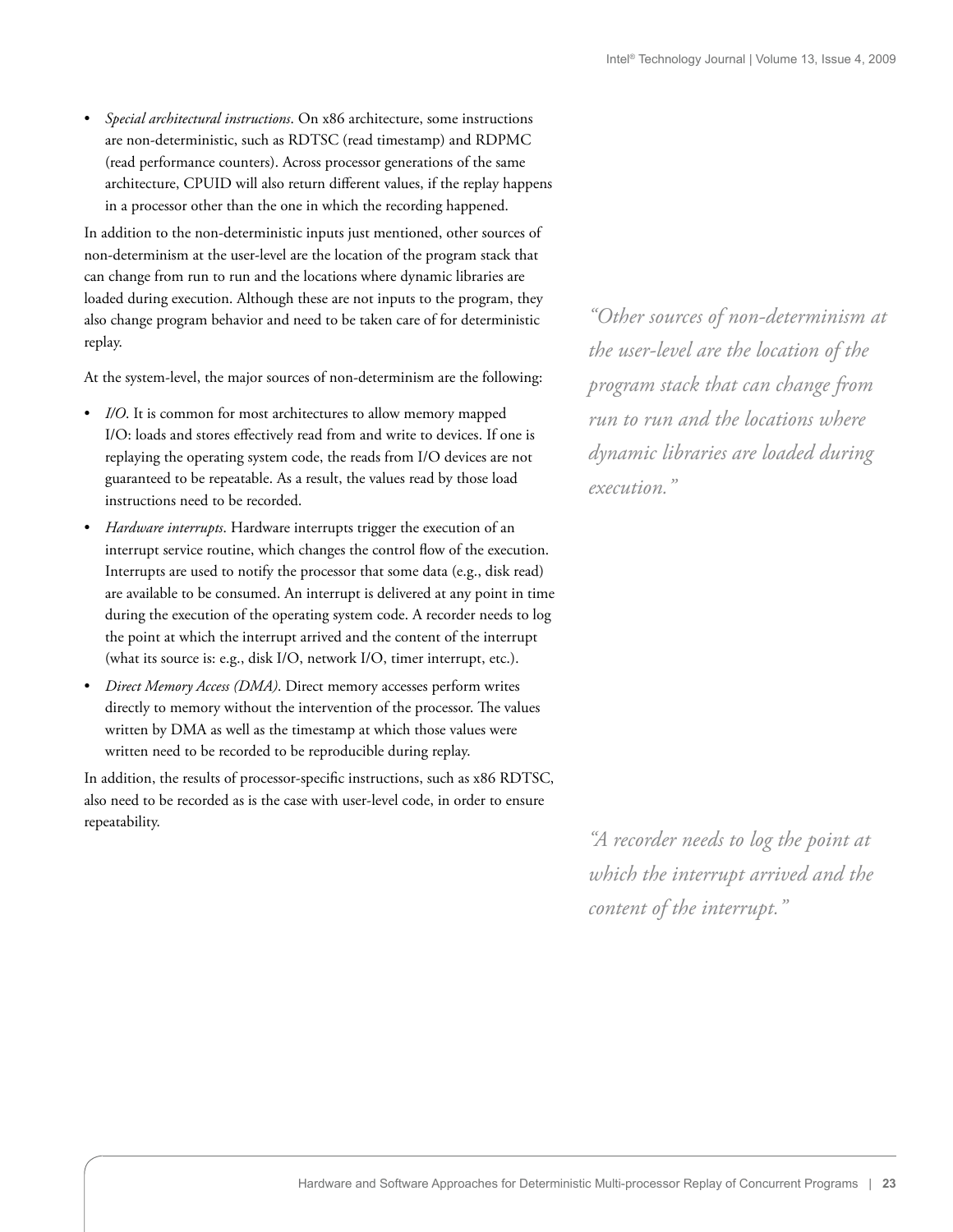- *Special architectural instructions*. On x86 architecture, some instructions are non-deterministic, such as RDTSC (read timestamp) and RDPMC (read performance counters). Across processor generations of the same architecture, CPUID will also return different values, if the replay happens in a processor other than the one in which the recording happened.

In addition to the non-deterministic inputs just mentioned, other sources of non-determinism at the user-level are the location of the program stack that can change from run to run and the locations where dynamic libraries are loaded during execution. Although these are not inputs to the program, they also change program behavior and need to be taken care of for deterministic replay.

*"Other sources of non-determinism at the user-level are the location of the program stack that can change from run to run and the locations where dynamic libraries are loaded during execution."*

At the system-level, the major sources of non-determinism are the following:

- *I/O*. It is common for most architectures to allow memory mapped I/O: loads and stores effectively read from and write to devices. If one is replaying the operating system code, the reads from I/O devices are not guaranteed to be repeatable. As a result, the values read by those load instructions need to be recorded.
- *Hardware interrupts*. Hardware interrupts trigger the execution of an interrupt service routine, which changes the control flow of the execution. Interrupts are used to notify the processor that some data (e.g., disk read) are available to be consumed. An interrupt is delivered at any point in time during the execution of the operating system code. A recorder needs to log the point at which the interrupt arrived and the content of the interrupt (what its source is: e.g., disk I/O, network I/O, timer interrupt, etc.).
- *Direct Memory Access (DMA)*. Direct memory accesses perform writes directly to memory without the intervention of the processor. The values written by DMA as well as the timestamp at which those values were written need to be recorded to be reproducible during replay.

In addition, the results of processor-specific instructions, such as x86 RDTSC, also need to be recorded as is the case with user-level code, in order to ensure repeatability.

*"A recorder needs to log the point at which the interrupt arrived and the content of the interrupt."*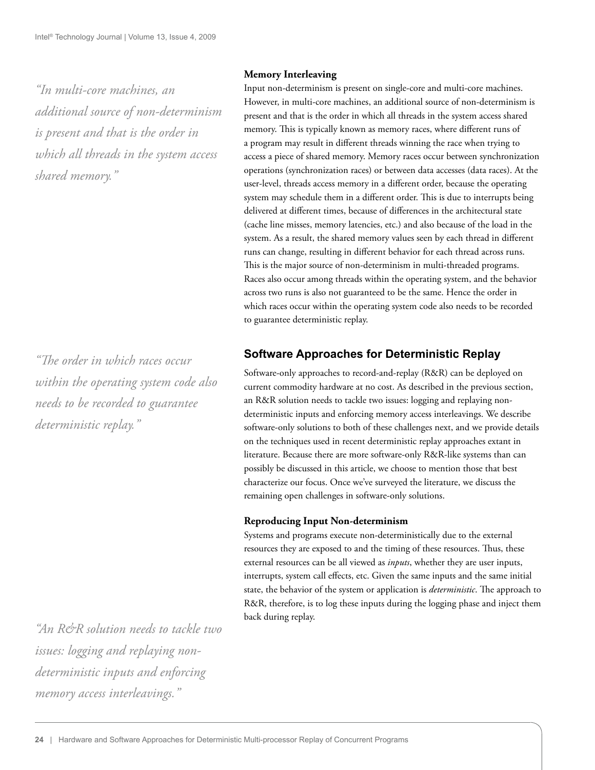*"In multi-core machines, an additional source of non-determinism is present and that is the order in which all threads in the system access shared memory."*

### Memory Interleaving

Input non-determinism is present on single-core and multi-core machines. However, in multi-core machines, an additional source of non-determinism is present and that is the order in which all threads in the system access shared memory. This is typically known as memory races, where different runs of a program may result in different threads winning the race when trying to access a piece of shared memory. Memory races occur between synchronization operations (synchronization races) or between data accesses (data races). At the user-level, threads access memory in a different order, because the operating system may schedule them in a different order. This is due to interrupts being delivered at different times, because of differences in the architectural state (cache line misses, memory latencies, etc.) and also because of the load in the system. As a result, the shared memory values seen by each thread in different runs can change, resulting in different behavior for each thread across runs. This is the major source of non-determinism in multi-threaded programs. Races also occur among threads within the operating system, and the behavior across two runs is also not guaranteed to be the same. Hence the order in which races occur within the operating system code also needs to be recorded to guarantee deterministic replay.

*"The order in which races occur within the operating system code also needs to be recorded to guarantee deterministic replay."*

## Software Approaches for Deterministic Replay

Software-only approaches to record-and-replay (R&R) can be deployed on current commodity hardware at no cost. As described in the previous section, an R&R solution needs to tackle two issues: logging and replaying non-deterministic inputs and enforcing memory access interleavings. We describe software-only solutions to both of these challenges next, and we provide details on the techniques used in recent deterministic replay approaches extant in literature. Because there are more software-only R&R-like systems than can possibly be discussed in this article, we choose to mention those that best characterize our focus. Once we've surveyed the literature, we discuss the remaining open challenges in software-only solutions.

### Reproducing Input Non-determinism

Systems and programs execute non-deterministically due to the external resources they are exposed to and the timing of these resources. Thus, these external resources can be all viewed as *inputs*, whether they are user inputs, interrupts, system call effects, etc. Given the same inputs and the same initial state, the behavior of the system or application is *deterministic*. The approach to R&R, therefore, is to log these inputs during the logging phase and inject them back during replay.

*"An R&R solution needs to tackle two issues: logging and replaying non-deterministic inputs and enforcing memory access interleavings."*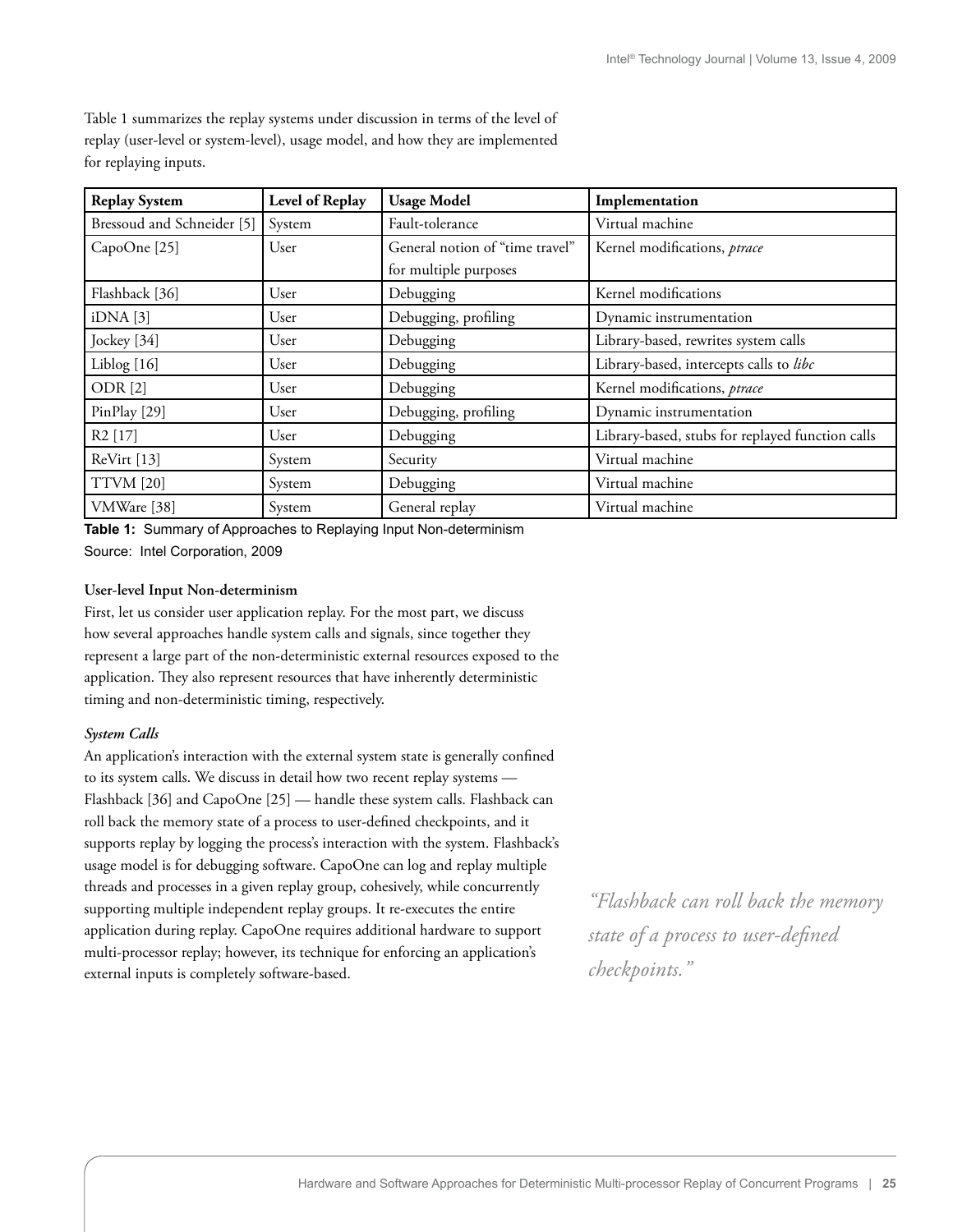Table 1 summarizes the replay systems under discussion in terms of the level of replay (user-level or system-level), usage model, and how they are implemented for replaying inputs.

| Replay System | Level of Replay | Usage Model | Implementation |
|---|---|---|---|
| Bressoud and Schneider [5] | System | Fault-tolerance | Virtual machine |
| CapoOne [25] | User | General notion of "time travel" for multiple purposes | Kernel modifications, *ptrace* |
| Flashback [36] | User | Debugging | Kernel modifications |
| iDNA [3] | User | Debugging, profiling | Dynamic instrumentation |
| Jockey [34] | User | Debugging | Library-based, rewrites system calls |
| Liblog [16] | User | Debugging | Library-based, intercepts calls to *libc* |
| ODR [2] | User | Debugging | Kernel modifications, *ptrace* |
| PinPlay [29] | User | Debugging, profiling | Dynamic instrumentation |
| R2 [17] | User | Debugging | Library-based, stubs for replayed function calls |
| ReVirt [13] | System | Security | Virtual machine |
| TTVM [20] | System | Debugging | Virtual machine |
| VMWare [38] | System | General replay | Virtual machine |

**Table 1:** Summary of Approaches to Replaying Input Non-determinism
Source: Intel Corporation, 2009

**User-level Input Non-determinism**

First, let us consider user application replay. For the most part, we discuss how several approaches handle system calls and signals, since together they represent a large part of the non-deterministic external resources exposed to the application. They also represent resources that have inherently deterministic timing and non-deterministic timing, respectively.

***System Calls***

An application's interaction with the external system state is generally confined to its system calls. We discuss in detail how two recent replay systems — Flashback [36] and CapoOne [25] — handle these system calls. Flashback can roll back the memory state of a process to user-defined checkpoints, and it supports replay by logging the process's interaction with the system. Flashback's usage model is for debugging software. CapoOne can log and replay multiple threads and processes in a given replay group, cohesively, while concurrently supporting multiple independent replay groups. It re-executes the entire application during replay. CapoOne requires additional hardware to support multi-processor replay; however, its technique for enforcing an application's external inputs is completely software-based.

*"Flashback can roll back the memory state of a process to user-defined checkpoints."*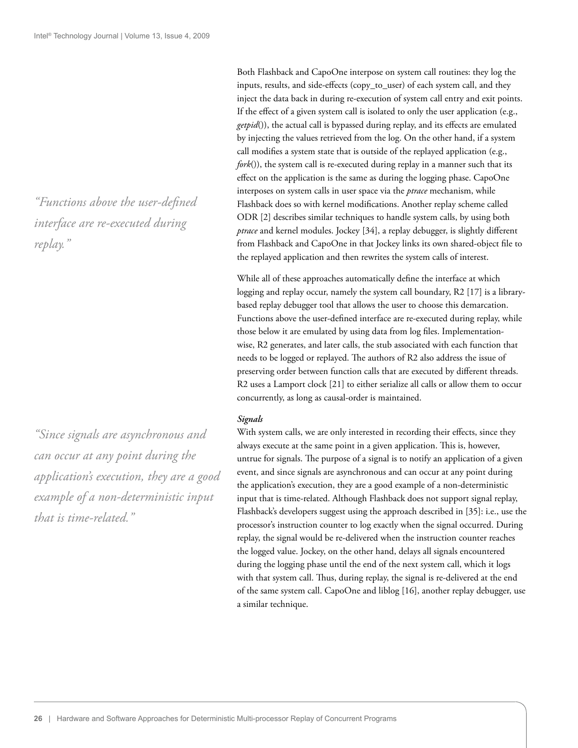Both Flashback and CapoOne interpose on system call routines: they log the inputs, results, and side-effects (copy_to_user) of each system call, and they inject the data back in during re-execution of system call entry and exit points. If the effect of a given system call is isolated to only the user application (e.g., *getpid*()), the actual call is bypassed during replay, and its effects are emulated by injecting the values retrieved from the log. On the other hand, if a system call modifies a system state that is outside of the replayed application (e.g., *fork*()), the system call is re-executed during replay in a manner such that its effect on the application is the same as during the logging phase. CapoOne interposes on system calls in user space via the *ptrace* mechanism, while Flashback does so with kernel modifications. Another replay scheme called ODR [2] describes similar techniques to handle system calls, by using both *ptrace* and kernel modules. Jockey [34], a replay debugger, is slightly different from Flashback and CapoOne in that Jockey links its own shared-object file to the replayed application and then rewrites the system calls of interest.

*"Functions above the user-defined interface are re-executed during replay."*

While all of these approaches automatically define the interface at which logging and replay occur, namely the system call boundary, R2 [17] is a library-based replay debugger tool that allows the user to choose this demarcation. Functions above the user-defined interface are re-executed during replay, while those below it are emulated by using data from log files. Implementation-wise, R2 generates, and later calls, the stub associated with each function that needs to be logged or replayed. The authors of R2 also address the issue of preserving order between function calls that are executed by different threads. R2 uses a Lamport clock [21] to either serialize all calls or allow them to occur concurrently, as long as causal-order is maintained.

#### *Signals*

*"Since signals are asynchronous and can occur at any point during the application's execution, they are a good example of a non-deterministic input that is time-related."*

With system calls, we are only interested in recording their effects, since they always execute at the same point in a given application. This is, however, untrue for signals. The purpose of a signal is to notify an application of a given event, and since signals are asynchronous and can occur at any point during the application's execution, they are a good example of a non-deterministic input that is time-related. Although Flashback does not support signal replay, Flashback's developers suggest using the approach described in [35]: i.e., use the processor's instruction counter to log exactly when the signal occurred. During replay, the signal would be re-delivered when the instruction counter reaches the logged value. Jockey, on the other hand, delays all signals encountered during the logging phase until the end of the next system call, which it logs with that system call. Thus, during replay, the signal is re-delivered at the end of the same system call. CapoOne and liblog [16], another replay debugger, use a similar technique.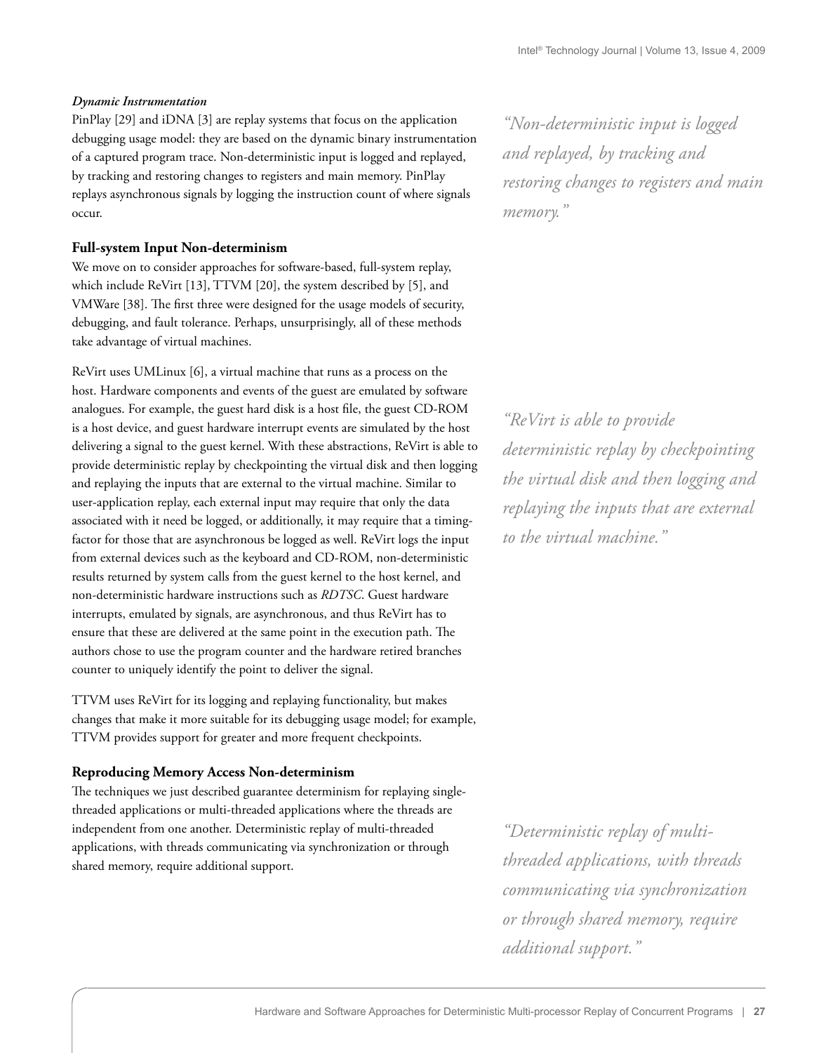*Dynamic Instrumentation*

PinPlay [29] and iDNA [3] are replay systems that focus on the application debugging usage model: they are based on the dynamic binary instrumentation of a captured program trace. Non-deterministic input is logged and replayed, by tracking and restoring changes to registers and main memory. PinPlay replays asynchronous signals by logging the instruction count of where signals occur.

> *"Non-deterministic input is logged and replayed, by tracking and restoring changes to registers and main memory."*

### Full-system Input Non-determinism

We move on to consider approaches for software-based, full-system replay, which include ReVirt [13], TTVM [20], the system described by [5], and VMWare [38]. The first three were designed for the usage models of security, debugging, and fault tolerance. Perhaps, unsurprisingly, all of these methods take advantage of virtual machines.

ReVirt uses UMLinux [6], a virtual machine that runs as a process on the host. Hardware components and events of the guest are emulated by software analogues. For example, the guest hard disk is a host file, the guest CD-ROM is a host device, and guest hardware interrupt events are simulated by the host delivering a signal to the guest kernel. With these abstractions, ReVirt is able to provide deterministic replay by checkpointing the virtual disk and then logging and replaying the inputs that are external to the virtual machine. Similar to user-application replay, each external input may require that only the data associated with it need be logged, or additionally, it may require that a timing-factor for those that are asynchronous be logged as well. ReVirt logs the input from external devices such as the keyboard and CD-ROM, non-deterministic results returned by system calls from the guest kernel to the host kernel, and non-deterministic hardware instructions such as *RDTSC*. Guest hardware interrupts, emulated by signals, are asynchronous, and thus ReVirt has to ensure that these are delivered at the same point in the execution path. The authors chose to use the program counter and the hardware retired branches counter to uniquely identify the point to deliver the signal.

> *"ReVirt is able to provide deterministic replay by checkpointing the virtual disk and then logging and replaying the inputs that are external to the virtual machine."*

TTVM uses ReVirt for its logging and replaying functionality, but makes changes that make it more suitable for its debugging usage model; for example, TTVM provides support for greater and more frequent checkpoints.

### Reproducing Memory Access Non-determinism

The techniques we just described guarantee determinism for replaying single-threaded applications or multi-threaded applications where the threads are independent from one another. Deterministic replay of multi-threaded applications, with threads communicating via synchronization or through shared memory, require additional support.

> *"Deterministic replay of multi-threaded applications, with threads communicating via synchronization or through shared memory, require additional support."*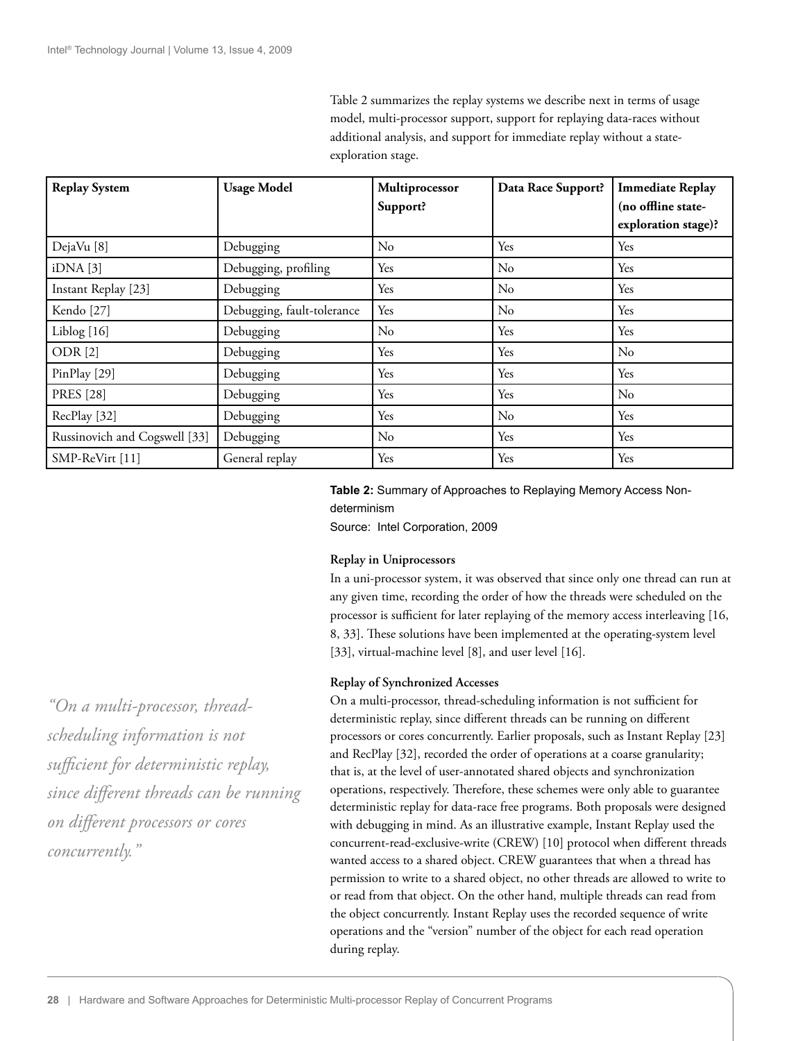Table 2 summarizes the replay systems we describe next in terms of usage model, multi-processor support, support for replaying data-races without additional analysis, and support for immediate replay without a state-exploration stage.

| Replay System | Usage Model | Multiprocessor Support? | Data Race Support? | Immediate Replay (no offline state-exploration stage)? |
|---|---|---|---|---|
| DejaVu [8] | Debugging | No | Yes | Yes |
| iDNA [3] | Debugging, profiling | Yes | No | Yes |
| Instant Replay [23] | Debugging | Yes | No | Yes |
| Kendo [27] | Debugging, fault-tolerance | Yes | No | Yes |
| Liblog [16] | Debugging | No | Yes | Yes |
| ODR [2] | Debugging | Yes | Yes | No |
| PinPlay [29] | Debugging | Yes | Yes | Yes |
| PRES [28] | Debugging | Yes | Yes | No |
| RecPlay [32] | Debugging | Yes | No | Yes |
| Russinovich and Cogswell [33] | Debugging | No | Yes | Yes |
| SMP-ReVirt [11] | General replay | Yes | Yes | Yes |

**Table 2:** Summary of Approaches to Replaying Memory Access Non-determinism
Source: Intel Corporation, 2009

#### Replay in Uniprocessors

In a uni-processor system, it was observed that since only one thread can run at any given time, recording the order of how the threads were scheduled on the processor is sufficient for later replaying of the memory access interleaving [16, 8, 33]. These solutions have been implemented at the operating-system level [33], virtual-machine level [8], and user level [16].

#### Replay of Synchronized Accesses

*"On a multi-processor, thread-scheduling information is not sufficient for deterministic replay, since different threads can be running on different processors or cores concurrently."*

On a multi-processor, thread-scheduling information is not sufficient for deterministic replay, since different threads can be running on different processors or cores concurrently. Earlier proposals, such as Instant Replay [23] and RecPlay [32], recorded the order of operations at a coarse granularity; that is, at the level of user-annotated shared objects and synchronization operations, respectively. Therefore, these schemes were only able to guarantee deterministic replay for data-race free programs. Both proposals were designed with debugging in mind. As an illustrative example, Instant Replay used the concurrent-read-exclusive-write (CREW) [10] protocol when different threads wanted access to a shared object. CREW guarantees that when a thread has permission to write to a shared object, no other threads are allowed to write to or read from that object. On the other hand, multiple threads can read from the object concurrently. Instant Replay uses the recorded sequence of write operations and the "version" number of the object for each read operation during replay.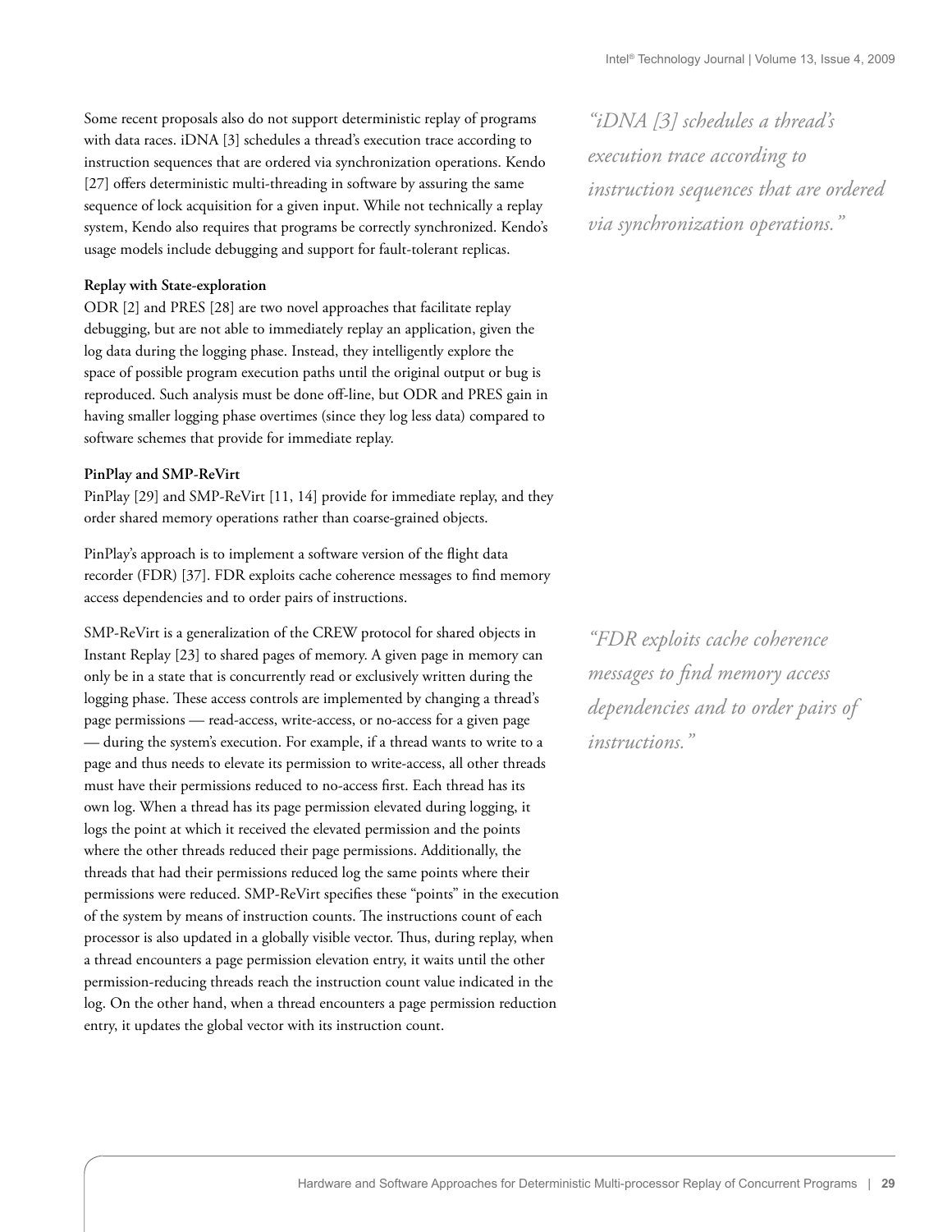Some recent proposals also do not support deterministic replay of programs with data races. iDNA [3] schedules a thread's execution trace according to instruction sequences that are ordered via synchronization operations. Kendo [27] offers deterministic multi-threading in software by assuring the same sequence of lock acquisition for a given input. While not technically a replay system, Kendo also requires that programs be correctly synchronized. Kendo's usage models include debugging and support for fault-tolerant replicas.

*"iDNA [3] schedules a thread's execution trace according to instruction sequences that are ordered via synchronization operations."*

**Replay with State-exploration**

ODR [2] and PRES [28] are two novel approaches that facilitate replay debugging, but are not able to immediately replay an application, given the log data during the logging phase. Instead, they intelligently explore the space of possible program execution paths until the original output or bug is reproduced. Such analysis must be done off-line, but ODR and PRES gain in having smaller logging phase overtimes (since they log less data) compared to software schemes that provide for immediate replay.

**PinPlay and SMP-ReVirt**

PinPlay [29] and SMP-ReVirt [11, 14] provide for immediate replay, and they order shared memory operations rather than coarse-grained objects.

PinPlay's approach is to implement a software version of the flight data recorder (FDR) [37]. FDR exploits cache coherence messages to find memory access dependencies and to order pairs of instructions.

*"FDR exploits cache coherence messages to find memory access dependencies and to order pairs of instructions."*

SMP-ReVirt is a generalization of the CREW protocol for shared objects in Instant Replay [23] to shared pages of memory. A given page in memory can only be in a state that is concurrently read or exclusively written during the logging phase. These access controls are implemented by changing a thread's page permissions — read-access, write-access, or no-access for a given page — during the system's execution. For example, if a thread wants to write to a page and thus needs to elevate its permission to write-access, all other threads must have their permissions reduced to no-access first. Each thread has its own log. When a thread has its page permission elevated during logging, it logs the point at which it received the elevated permission and the points where the other threads reduced their page permissions. Additionally, the threads that had their permissions reduced log the same points where their permissions were reduced. SMP-ReVirt specifies these "points" in the execution of the system by means of instruction counts. The instructions count of each processor is also updated in a globally visible vector. Thus, during replay, when a thread encounters a page permission elevation entry, it waits until the other permission-reducing threads reach the instruction count value indicated in the log. On the other hand, when a thread encounters a page permission reduction entry, it updates the global vector with its instruction count.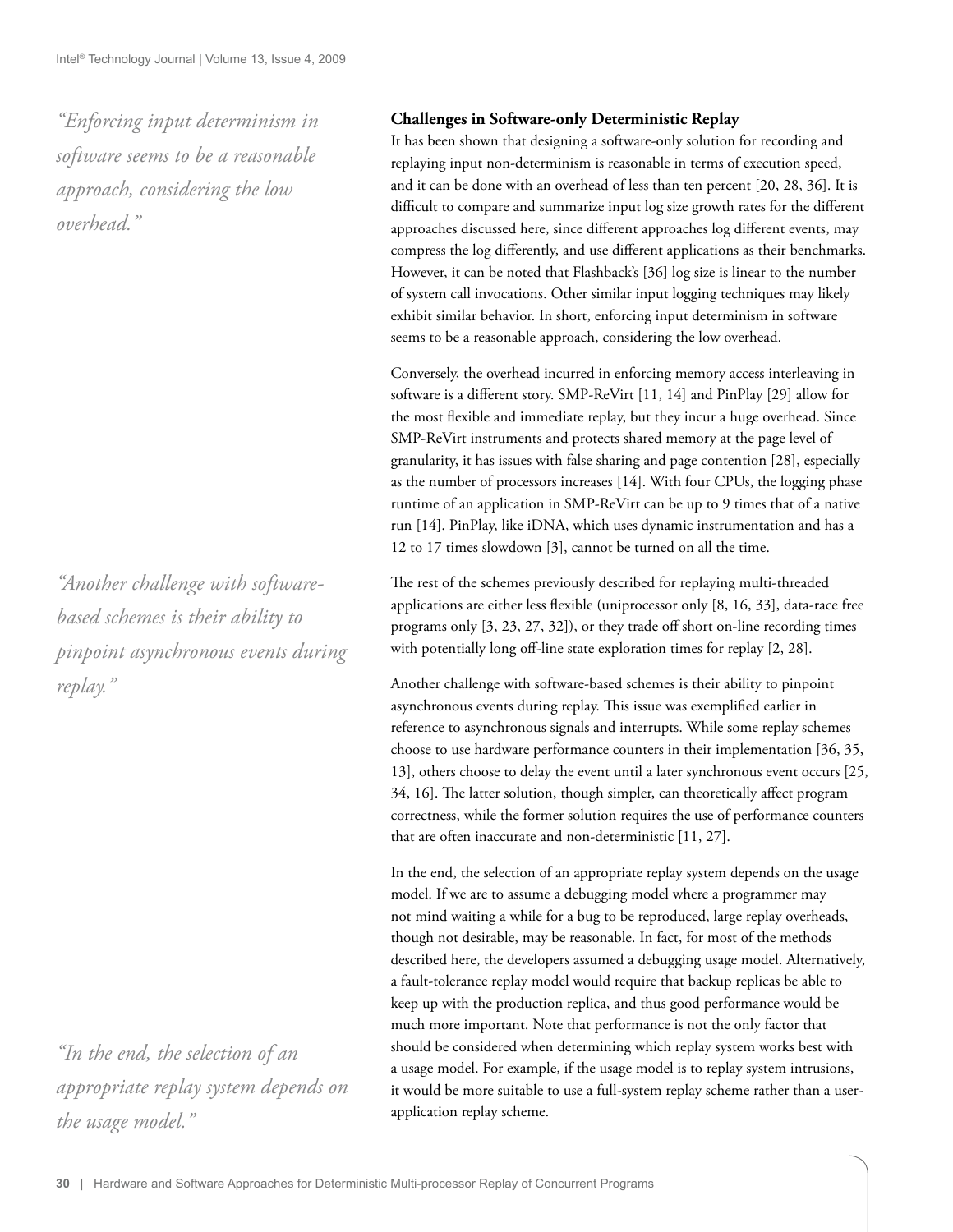*"Enforcing input determinism in software seems to be a reasonable approach, considering the low overhead."*

### Challenges in Software-only Deterministic Replay

It has been shown that designing a software-only solution for recording and replaying input non-determinism is reasonable in terms of execution speed, and it can be done with an overhead of less than ten percent [20, 28, 36]. It is difficult to compare and summarize input log size growth rates for the different approaches discussed here, since different approaches log different events, may compress the log differently, and use different applications as their benchmarks. However, it can be noted that Flashback's [36] log size is linear to the number of system call invocations. Other similar input logging techniques may likely exhibit similar behavior. In short, enforcing input determinism in software seems to be a reasonable approach, considering the low overhead.

Conversely, the overhead incurred in enforcing memory access interleaving in software is a different story. SMP-ReVirt [11, 14] and PinPlay [29] allow for the most flexible and immediate replay, but they incur a huge overhead. Since SMP-ReVirt instruments and protects shared memory at the page level of granularity, it has issues with false sharing and page contention [28], especially as the number of processors increases [14]. With four CPUs, the logging phase runtime of an application in SMP-ReVirt can be up to 9 times that of a native run [14]. PinPlay, like iDNA, which uses dynamic instrumentation and has a 12 to 17 times slowdown [3], cannot be turned on all the time.

The rest of the schemes previously described for replaying multi-threaded applications are either less flexible (uniprocessor only [8, 16, 33], data-race free programs only [3, 23, 27, 32]), or they trade off short on-line recording times with potentially long off-line state exploration times for replay [2, 28].

*"Another challenge with software-based schemes is their ability to pinpoint asynchronous events during replay."*

Another challenge with software-based schemes is their ability to pinpoint asynchronous events during replay. This issue was exemplified earlier in reference to asynchronous signals and interrupts. While some replay schemes choose to use hardware performance counters in their implementation [36, 35, 13], others choose to delay the event until a later synchronous event occurs [25, 34, 16]. The latter solution, though simpler, can theoretically affect program correctness, while the former solution requires the use of performance counters that are often inaccurate and non-deterministic [11, 27].

*"In the end, the selection of an appropriate replay system depends on the usage model."*

In the end, the selection of an appropriate replay system depends on the usage model. If we are to assume a debugging model where a programmer may not mind waiting a while for a bug to be reproduced, large replay overheads, though not desirable, may be reasonable. In fact, for most of the methods described here, the developers assumed a debugging usage model. Alternatively, a fault-tolerance replay model would require that backup replicas be able to keep up with the production replica, and thus good performance would be much more important. Note that performance is not the only factor that should be considered when determining which replay system works best with a usage model. For example, if the usage model is to replay system intrusions, it would be more suitable to use a full-system replay scheme rather than a user-application replay scheme.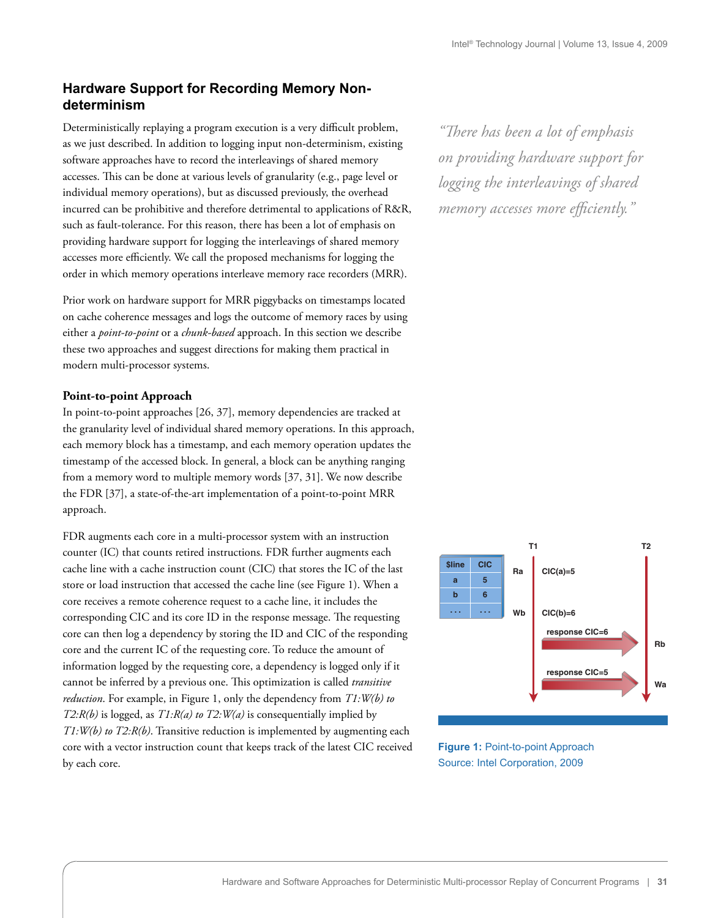## Hardware Support for Recording Memory Non-determinism

Deterministically replaying a program execution is a very difficult problem, as we just described. In addition to logging input non-determinism, existing software approaches have to record the interleavings of shared memory accesses. This can be done at various levels of granularity (e.g., page level or individual memory operations), but as discussed previously, the overhead incurred can be prohibitive and therefore detrimental to applications of R&R, such as fault-tolerance. For this reason, there has been a lot of emphasis on providing hardware support for logging the interleavings of shared memory accesses more efficiently. We call the proposed mechanisms for logging the order in which memory operations interleave memory race recorders (MRR).

*"There has been a lot of emphasis on providing hardware support for logging the interleavings of shared memory accesses more efficiently."*

Prior work on hardware support for MRR piggybacks on timestamps located on cache coherence messages and logs the outcome of memory races by using either a *point-to-point* or a *chunk-based* approach. In this section we describe these two approaches and suggest directions for making them practical in modern multi-processor systems.

### Point-to-point Approach

In point-to-point approaches [26, 37], memory dependencies are tracked at the granularity level of individual shared memory operations. In this approach, each memory block has a timestamp, and each memory operation updates the timestamp of the accessed block. In general, a block can be anything ranging from a memory word to multiple memory words [37, 31]. We now describe the FDR [37], a state-of-the-art implementation of a point-to-point MRR approach.

FDR augments each core in a multi-processor system with an instruction counter (IC) that counts retired instructions. FDR further augments each cache line with a cache instruction count (CIC) that stores the IC of the last store or load instruction that accessed the cache line (see Figure 1). When a core receives a remote coherence request to a cache line, it includes the corresponding CIC and its core ID in the response message. The requesting core can then log a dependency by storing the ID and CIC of the responding core and the current IC of the requesting core. To reduce the amount of information logged by the requesting core, a dependency is logged only if it cannot be inferred by a previous one. This optimization is called *transitive reduction*. For example, in Figure 1, only the dependency from *T1:W(b) to T2:R(b)* is logged, as *T1:R(a) to T2:W(a)* is consequentially implied by *T1:W(b) to T2:R(b)*. Transitive reduction is implemented by augmenting each core with a vector instruction count that keeps track of the latest CIC received by each core.

| $line | CIC |
|---|---|
| a | 5 |
| b | 6 |
| ... | ... |

T1: Ra CIC(a)=5; Wb CIC(b)=6. T2: Rb (response CIC=6); Wa (response CIC=5).

**Figure 1:** Point-to-point Approach
Source: Intel Corporation, 2009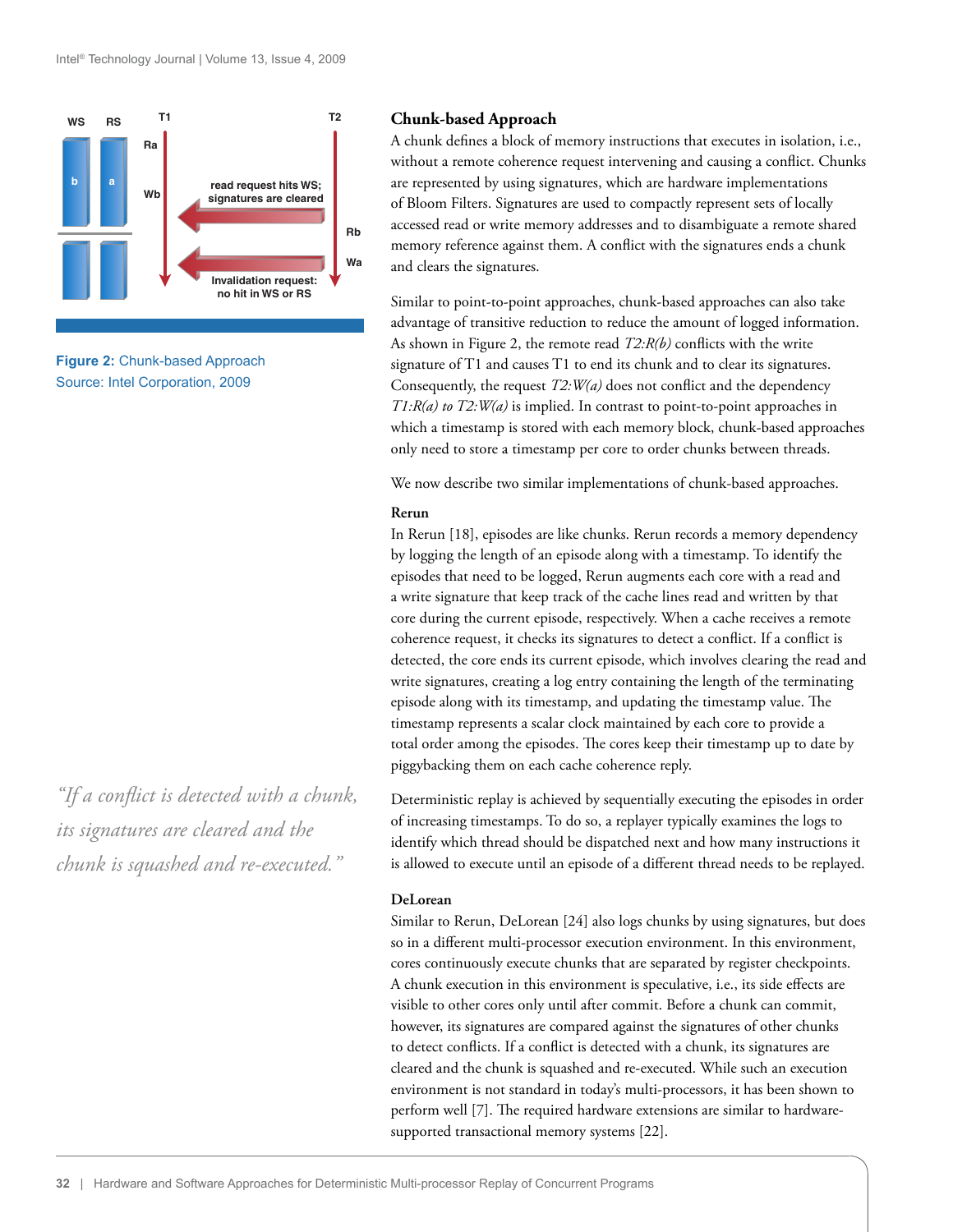Figure 2: Chunk-based Approach
Source: Intel Corporation, 2009

## Chunk-based Approach

A chunk defines a block of memory instructions that executes in isolation, i.e., without a remote coherence request intervening and causing a conflict. Chunks are represented by using signatures, which are hardware implementations of Bloom Filters. Signatures are used to compactly represent sets of locally accessed read or write memory addresses and to disambiguate a remote shared memory reference against them. A conflict with the signatures ends a chunk and clears the signatures.

Similar to point-to-point approaches, chunk-based approaches can also take advantage of transitive reduction to reduce the amount of logged information. As shown in Figure 2, the remote read *T2:R(b)* conflicts with the write signature of T1 and causes T1 to end its chunk and to clear its signatures. Consequently, the request *T2:W(a)* does not conflict and the dependency *T1:R(a) to T2:W(a)* is implied. In contrast to point-to-point approaches in which a timestamp is stored with each memory block, chunk-based approaches only need to store a timestamp per core to order chunks between threads.

We now describe two similar implementations of chunk-based approaches.

### Rerun

In Rerun [18], episodes are like chunks. Rerun records a memory dependency by logging the length of an episode along with a timestamp. To identify the episodes that need to be logged, Rerun augments each core with a read and a write signature that keep track of the cache lines read and written by that core during the current episode, respectively. When a cache receives a remote coherence request, it checks its signatures to detect a conflict. If a conflict is detected, the core ends its current episode, which involves clearing the read and write signatures, creating a log entry containing the length of the terminating episode along with its timestamp, and updating the timestamp value. The timestamp represents a scalar clock maintained by each core to provide a total order among the episodes. The cores keep their timestamp up to date by piggybacking them on each cache coherence reply.

Deterministic replay is achieved by sequentially executing the episodes in order of increasing timestamps. To do so, a replayer typically examines the logs to identify which thread should be dispatched next and how many instructions it is allowed to execute until an episode of a different thread needs to be replayed.

### DeLorean

Similar to Rerun, DeLorean [24] also logs chunks by using signatures, but does so in a different multi-processor execution environment. In this environment, cores continuously execute chunks that are separated by register checkpoints. A chunk execution in this environment is speculative, i.e., its side effects are visible to other cores only until after commit. Before a chunk can commit, however, its signatures are compared against the signatures of other chunks to detect conflicts. If a conflict is detected with a chunk, its signatures are cleared and the chunk is squashed and re-executed. While such an execution environment is not standard in today's multi-processors, it has been shown to perform well [7]. The required hardware extensions are similar to hardware-supported transactional memory systems [22].

*"If a conflict is detected with a chunk, its signatures are cleared and the chunk is squashed and re-executed."*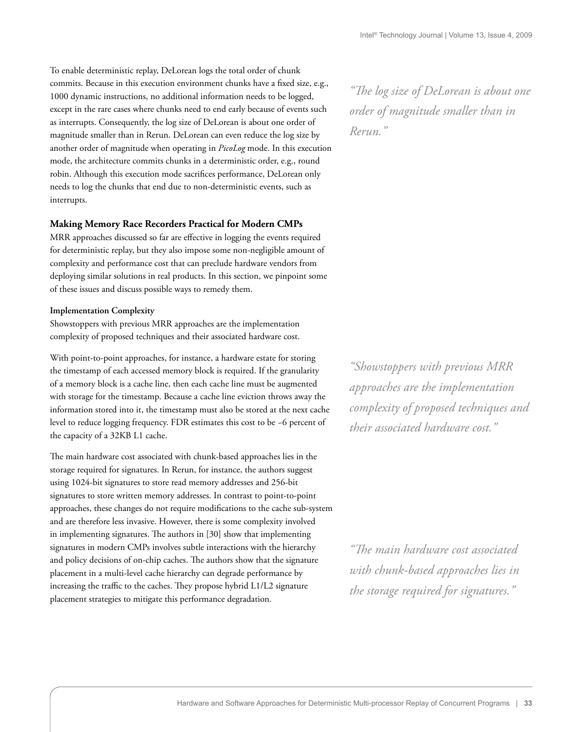To enable deterministic replay, DeLorean logs the total order of chunk commits. Because in this execution environment chunks have a fixed size, e.g., 1000 dynamic instructions, no additional information needs to be logged, except in the rare cases where chunks need to end early because of events such as interrupts. Consequently, the log size of DeLorean is about one order of magnitude smaller than in Rerun. DeLorean can even reduce the log size by another order of magnitude when operating in *PicoLog* mode. In this execution mode, the architecture commits chunks in a deterministic order, e.g., round robin. Although this execution mode sacrifices performance, DeLorean only needs to log the chunks that end due to non-deterministic events, such as interrupts.

*"The log size of DeLorean is about one order of magnitude smaller than in Rerun."*

### Making Memory Race Recorders Practical for Modern CMPs

MRR approaches discussed so far are effective in logging the events required for deterministic replay, but they also impose some non-negligible amount of complexity and performance cost that can preclude hardware vendors from deploying similar solutions in real products. In this section, we pinpoint some of these issues and discuss possible ways to remedy them.

#### Implementation Complexity

Showstoppers with previous MRR approaches are the implementation complexity of proposed techniques and their associated hardware cost.

*"Showstoppers with previous MRR approaches are the implementation complexity of proposed techniques and their associated hardware cost."*

With point-to-point approaches, for instance, a hardware estate for storing the timestamp of each accessed memory block is required. If the granularity of a memory block is a cache line, then each cache line must be augmented with storage for the timestamp. Because a cache line eviction throws away the information stored into it, the timestamp must also be stored at the next cache level to reduce logging frequency. FDR estimates this cost to be ~6 percent of the capacity of a 32KB L1 cache.

The main hardware cost associated with chunk-based approaches lies in the storage required for signatures. In Rerun, for instance, the authors suggest using 1024-bit signatures to store read memory addresses and 256-bit signatures to store written memory addresses. In contrast to point-to-point approaches, these changes do not require modifications to the cache sub-system and are therefore less invasive. However, there is some complexity involved in implementing signatures. The authors in [30] show that implementing signatures in modern CMPs involves subtle interactions with the hierarchy and policy decisions of on-chip caches. The authors show that the signature placement in a multi-level cache hierarchy can degrade performance by increasing the traffic to the caches. They propose hybrid L1/L2 signature placement strategies to mitigate this performance degradation.

*"The main hardware cost associated with chunk-based approaches lies in the storage required for signatures."*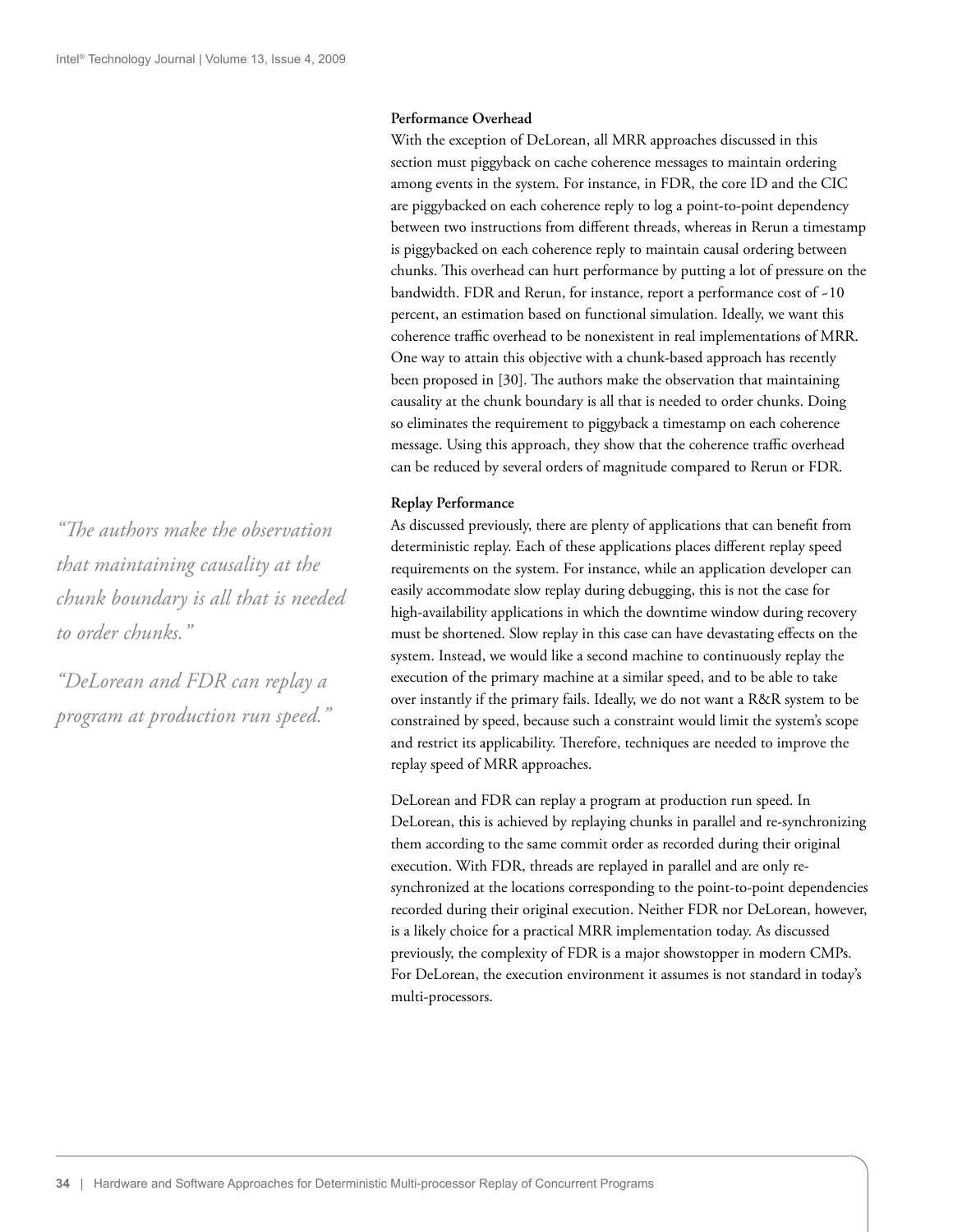### Performance Overhead

With the exception of DeLorean, all MRR approaches discussed in this section must piggyback on cache coherence messages to maintain ordering among events in the system. For instance, in FDR, the core ID and the CIC are piggybacked on each coherence reply to log a point-to-point dependency between two instructions from different threads, whereas in Rerun a timestamp is piggybacked on each coherence reply to maintain causal ordering between chunks. This overhead can hurt performance by putting a lot of pressure on the bandwidth. FDR and Rerun, for instance, report a performance cost of ~10 percent, an estimation based on functional simulation. Ideally, we want this coherence traffic overhead to be nonexistent in real implementations of MRR. One way to attain this objective with a chunk-based approach has recently been proposed in [30]. The authors make the observation that maintaining causality at the chunk boundary is all that is needed to order chunks. Doing so eliminates the requirement to piggyback a timestamp on each coherence message. Using this approach, they show that the coherence traffic overhead can be reduced by several orders of magnitude compared to Rerun or FDR.

*"The authors make the observation that maintaining causality at the chunk boundary is all that is needed to order chunks."*

*"DeLorean and FDR can replay a program at production run speed."*

### Replay Performance

As discussed previously, there are plenty of applications that can benefit from deterministic replay. Each of these applications places different replay speed requirements on the system. For instance, while an application developer can easily accommodate slow replay during debugging, this is not the case for high-availability applications in which the downtime window during recovery must be shortened. Slow replay in this case can have devastating effects on the system. Instead, we would like a second machine to continuously replay the execution of the primary machine at a similar speed, and to be able to take over instantly if the primary fails. Ideally, we do not want a R&R system to be constrained by speed, because such a constraint would limit the system's scope and restrict its applicability. Therefore, techniques are needed to improve the replay speed of MRR approaches.

DeLorean and FDR can replay a program at production run speed. In DeLorean, this is achieved by replaying chunks in parallel and re-synchronizing them according to the same commit order as recorded during their original execution. With FDR, threads are replayed in parallel and are only re-synchronized at the locations corresponding to the point-to-point dependencies recorded during their original execution. Neither FDR nor DeLorean, however, is a likely choice for a practical MRR implementation today. As discussed previously, the complexity of FDR is a major showstopper in modern CMPs. For DeLorean, the execution environment it assumes is not standard in today's multi-processors.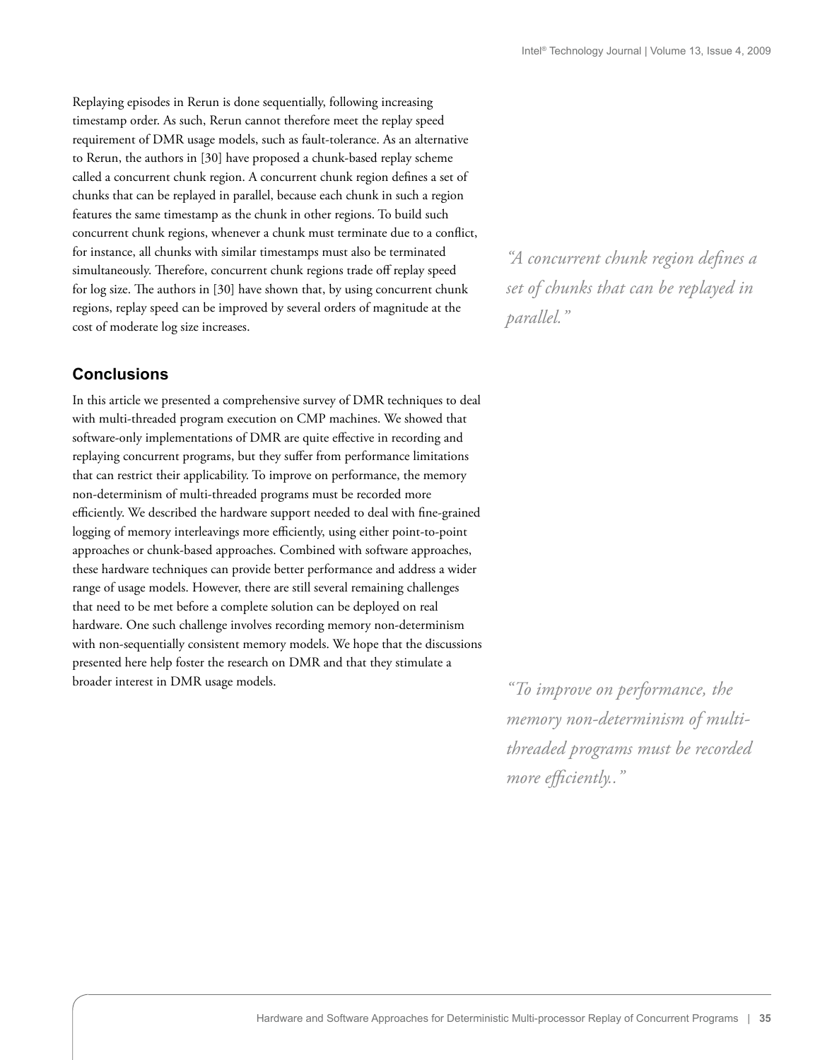Replaying episodes in Rerun is done sequentially, following increasing timestamp order. As such, Rerun cannot therefore meet the replay speed requirement of DMR usage models, such as fault-tolerance. As an alternative to Rerun, the authors in [30] have proposed a chunk-based replay scheme called a concurrent chunk region. A concurrent chunk region defines a set of chunks that can be replayed in parallel, because each chunk in such a region features the same timestamp as the chunk in other regions. To build such concurrent chunk regions, whenever a chunk must terminate due to a conflict, for instance, all chunks with similar timestamps must also be terminated simultaneously. Therefore, concurrent chunk regions trade off replay speed for log size. The authors in [30] have shown that, by using concurrent chunk regions, replay speed can be improved by several orders of magnitude at the cost of moderate log size increases.

*"A concurrent chunk region defines a set of chunks that can be replayed in parallel."*

## Conclusions

In this article we presented a comprehensive survey of DMR techniques to deal with multi-threaded program execution on CMP machines. We showed that software-only implementations of DMR are quite effective in recording and replaying concurrent programs, but they suffer from performance limitations that can restrict their applicability. To improve on performance, the memory non-determinism of multi-threaded programs must be recorded more efficiently. We described the hardware support needed to deal with fine-grained logging of memory interleavings more efficiently, using either point-to-point approaches or chunk-based approaches. Combined with software approaches, these hardware techniques can provide better performance and address a wider range of usage models. However, there are still several remaining challenges that need to be met before a complete solution can be deployed on real hardware. One such challenge involves recording memory non-determinism with non-sequentially consistent memory models. We hope that the discussions presented here help foster the research on DMR and that they stimulate a broader interest in DMR usage models.

*"To improve on performance, the memory non-determinism of multi-threaded programs must be recorded more efficiently.."*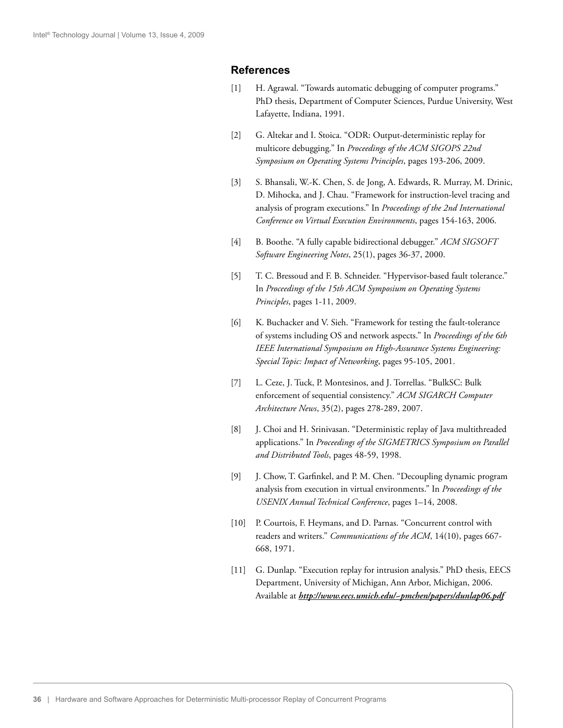## References

[1] H. Agrawal. "Towards automatic debugging of computer programs." PhD thesis, Department of Computer Sciences, Purdue University, West Lafayette, Indiana, 1991.

[2] G. Altekar and I. Stoica. "ODR: Output-deterministic replay for multicore debugging." In *Proceedings of the ACM SIGOPS 22nd Symposium on Operating Systems Principles*, pages 193-206, 2009.

[3] S. Bhansali, W.-K. Chen, S. de Jong, A. Edwards, R. Murray, M. Drinic, D. Mihocka, and J. Chau. "Framework for instruction-level tracing and analysis of program executions." In *Proceedings of the 2nd International Conference on Virtual Execution Environments*, pages 154-163, 2006.

[4] B. Boothe. "A fully capable bidirectional debugger." *ACM SIGSOFT Software Engineering Notes*, 25(1), pages 36-37, 2000.

[5] T. C. Bressoud and F. B. Schneider. "Hypervisor-based fault tolerance." In *Proceedings of the 15th ACM Symposium on Operating Systems Principles*, pages 1-11, 2009.

[6] K. Buchacker and V. Sieh. "Framework for testing the fault-tolerance of systems including OS and network aspects." In *Proceedings of the 6th IEEE International Symposium on High-Assurance Systems Engineering: Special Topic: Impact of Networking*, pages 95-105, 2001.

[7] L. Ceze, J. Tuck, P. Montesinos, and J. Torrellas. "BulkSC: Bulk enforcement of sequential consistency." *ACM SIGARCH Computer Architecture News*, 35(2), pages 278-289, 2007.

[8] J. Choi and H. Srinivasan. "Deterministic replay of Java multithreaded applications." In *Proceedings of the SIGMETRICS Symposium on Parallel and Distributed Tools*, pages 48-59, 1998.

[9] J. Chow, T. Garfinkel, and P. M. Chen. "Decoupling dynamic program analysis from execution in virtual environments." In *Proceedings of the USENIX Annual Technical Conference*, pages 1–14, 2008.

[10] P. Courtois, F. Heymans, and D. Parnas. "Concurrent control with readers and writers." *Communications of the ACM*, 14(10), pages 667-668, 1971.

[11] G. Dunlap. "Execution replay for intrusion analysis." PhD thesis, EECS Department, University of Michigan, Ann Arbor, Michigan, 2006. Available at ***http://www.eecs.umich.edu/~pmchen/papers/dunlap06.pdf***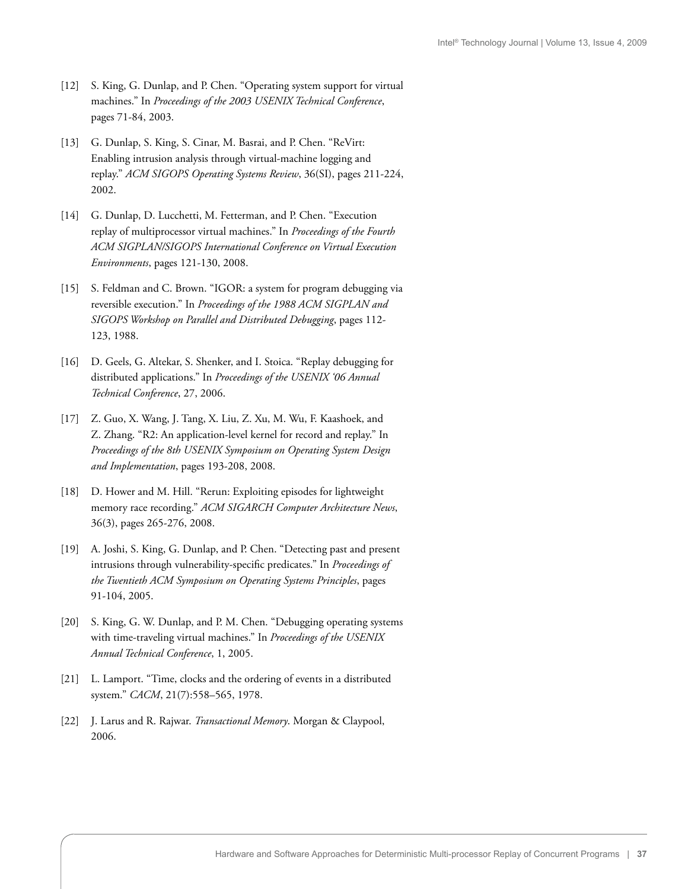[12] S. King, G. Dunlap, and P. Chen. "Operating system support for virtual machines." In *Proceedings of the 2003 USENIX Technical Conference*, pages 71-84, 2003.

[13] G. Dunlap, S. King, S. Cinar, M. Basrai, and P. Chen. "ReVirt: Enabling intrusion analysis through virtual-machine logging and replay." *ACM SIGOPS Operating Systems Review*, 36(SI), pages 211-224, 2002.

[14] G. Dunlap, D. Lucchetti, M. Fetterman, and P. Chen. "Execution replay of multiprocessor virtual machines." In *Proceedings of the Fourth ACM SIGPLAN/SIGOPS International Conference on Virtual Execution Environments*, pages 121-130, 2008.

[15] S. Feldman and C. Brown. "IGOR: a system for program debugging via reversible execution." In *Proceedings of the 1988 ACM SIGPLAN and SIGOPS Workshop on Parallel and Distributed Debugging*, pages 112-123, 1988.

[16] D. Geels, G. Altekar, S. Shenker, and I. Stoica. "Replay debugging for distributed applications." In *Proceedings of the USENIX '06 Annual Technical Conference*, 27, 2006.

[17] Z. Guo, X. Wang, J. Tang, X. Liu, Z. Xu, M. Wu, F. Kaashoek, and Z. Zhang. "R2: An application-level kernel for record and replay." In *Proceedings of the 8th USENIX Symposium on Operating System Design and Implementation*, pages 193-208, 2008.

[18] D. Hower and M. Hill. "Rerun: Exploiting episodes for lightweight memory race recording." *ACM SIGARCH Computer Architecture News*, 36(3), pages 265-276, 2008.

[19] A. Joshi, S. King, G. Dunlap, and P. Chen. "Detecting past and present intrusions through vulnerability-specific predicates." In *Proceedings of the Twentieth ACM Symposium on Operating Systems Principles*, pages 91-104, 2005.

[20] S. King, G. W. Dunlap, and P. M. Chen. "Debugging operating systems with time-traveling virtual machines." In *Proceedings of the USENIX Annual Technical Conference*, 1, 2005.

[21] L. Lamport. "Time, clocks and the ordering of events in a distributed system." *CACM*, 21(7):558–565, 1978.

[22] J. Larus and R. Rajwar. *Transactional Memory*. Morgan & Claypool, 2006.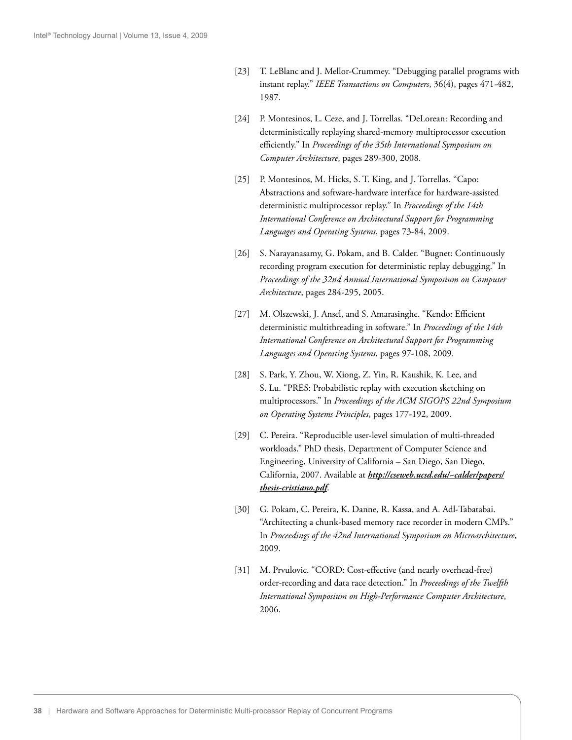[23] T. LeBlanc and J. Mellor-Crummey. "Debugging parallel programs with instant replay." *IEEE Transactions on Computers*, 36(4), pages 471-482, 1987.

[24] P. Montesinos, L. Ceze, and J. Torrellas. "DeLorean: Recording and deterministically replaying shared-memory multiprocessor execution efficiently." In *Proceedings of the 35th International Symposium on Computer Architecture*, pages 289-300, 2008.

[25] P. Montesinos, M. Hicks, S. T. King, and J. Torrellas. "Capo: Abstractions and software-hardware interface for hardware-assisted deterministic multiprocessor replay." In *Proceedings of the 14th International Conference on Architectural Support for Programming Languages and Operating Systems*, pages 73-84, 2009.

[26] S. Narayanasamy, G. Pokam, and B. Calder. "Bugnet: Continuously recording program execution for deterministic replay debugging." In *Proceedings of the 32nd Annual International Symposium on Computer Architecture*, pages 284-295, 2005.

[27] M. Olszewski, J. Ansel, and S. Amarasinghe. "Kendo: Efficient deterministic multithreading in software." In *Proceedings of the 14th International Conference on Architectural Support for Programming Languages and Operating Systems*, pages 97-108, 2009.

[28] S. Park, Y. Zhou, W. Xiong, Z. Yin, R. Kaushik, K. Lee, and S. Lu. "PRES: Probabilistic replay with execution sketching on multiprocessors." In *Proceedings of the ACM SIGOPS 22nd Symposium on Operating Systems Principles*, pages 177-192, 2009.

[29] C. Pereira. "Reproducible user-level simulation of multi-threaded workloads." PhD thesis, Department of Computer Science and Engineering, University of California – San Diego, San Diego, California, 2007. Available at ***http://cseweb.ucsd.edu/~calder/papers/thesis-cristiano.pdf***.

[30] G. Pokam, C. Pereira, K. Danne, R. Kassa, and A. Adl-Tabatabai. "Architecting a chunk-based memory race recorder in modern CMPs." In *Proceedings of the 42nd International Symposium on Microarchitecture*, 2009.

[31] M. Prvulovic. "CORD: Cost-effective (and nearly overhead-free) order-recording and data race detection." In *Proceedings of the Twelfth International Symposium on High-Performance Computer Architecture*, 2006.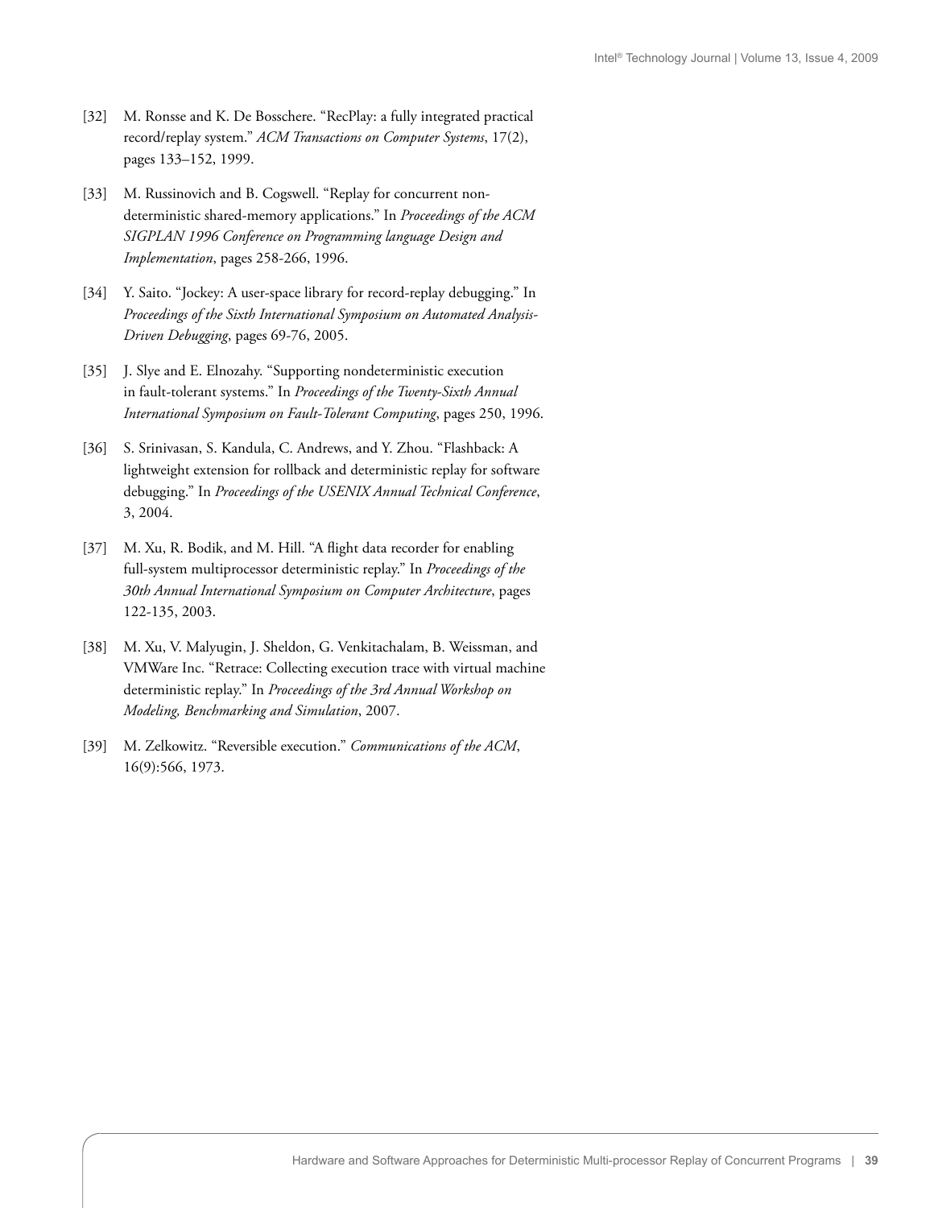[32] M. Ronsse and K. De Bosschere. "RecPlay: a fully integrated practical record/replay system." *ACM Transactions on Computer Systems*, 17(2), pages 133–152, 1999.

[33] M. Russinovich and B. Cogswell. "Replay for concurrent non-deterministic shared-memory applications." In *Proceedings of the ACM SIGPLAN 1996 Conference on Programming language Design and Implementation*, pages 258-266, 1996.

[34] Y. Saito. "Jockey: A user-space library for record-replay debugging." In *Proceedings of the Sixth International Symposium on Automated Analysis-Driven Debugging*, pages 69-76, 2005.

[35] J. Slye and E. Elnozahy. "Supporting nondeterministic execution in fault-tolerant systems." In *Proceedings of the Twenty-Sixth Annual International Symposium on Fault-Tolerant Computing*, pages 250, 1996.

[36] S. Srinivasan, S. Kandula, C. Andrews, and Y. Zhou. "Flashback: A lightweight extension for rollback and deterministic replay for software debugging." In *Proceedings of the USENIX Annual Technical Conference*, 3, 2004.

[37] M. Xu, R. Bodik, and M. Hill. "A flight data recorder for enabling full-system multiprocessor deterministic replay." In *Proceedings of the 30th Annual International Symposium on Computer Architecture*, pages 122-135, 2003.

[38] M. Xu, V. Malyugin, J. Sheldon, G. Venkitachalam, B. Weissman, and VMWare Inc. "Retrace: Collecting execution trace with virtual machine deterministic replay." In *Proceedings of the 3rd Annual Workshop on Modeling, Benchmarking and Simulation*, 2007.

[39] M. Zelkowitz. "Reversible execution." *Communications of the ACM*, 16(9):566, 1973.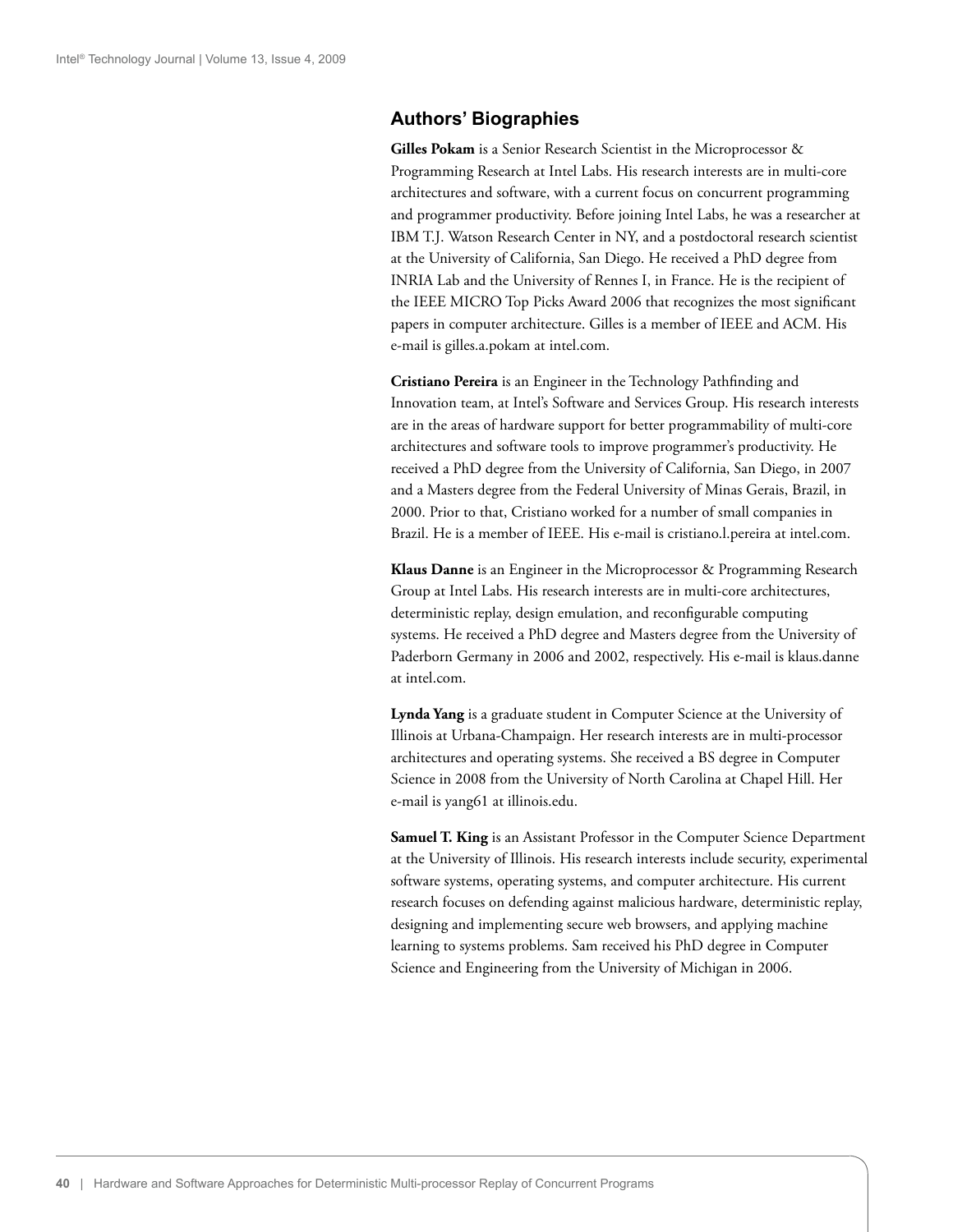## Authors' Biographies

**Gilles Pokam** is a Senior Research Scientist in the Microprocessor & Programming Research at Intel Labs. His research interests are in multi-core architectures and software, with a current focus on concurrent programming and programmer productivity. Before joining Intel Labs, he was a researcher at IBM T.J. Watson Research Center in NY, and a postdoctoral research scientist at the University of California, San Diego. He received a PhD degree from INRIA Lab and the University of Rennes I, in France. He is the recipient of the IEEE MICRO Top Picks Award 2006 that recognizes the most significant papers in computer architecture. Gilles is a member of IEEE and ACM. His e-mail is gilles.a.pokam at intel.com.

**Cristiano Pereira** is an Engineer in the Technology Pathfinding and Innovation team, at Intel's Software and Services Group. His research interests are in the areas of hardware support for better programmability of multi-core architectures and software tools to improve programmer's productivity. He received a PhD degree from the University of California, San Diego, in 2007 and a Masters degree from the Federal University of Minas Gerais, Brazil, in 2000. Prior to that, Cristiano worked for a number of small companies in Brazil. He is a member of IEEE. His e-mail is cristiano.l.pereira at intel.com.

**Klaus Danne** is an Engineer in the Microprocessor & Programming Research Group at Intel Labs. His research interests are in multi-core architectures, deterministic replay, design emulation, and reconfigurable computing systems. He received a PhD degree and Masters degree from the University of Paderborn Germany in 2006 and 2002, respectively. His e-mail is klaus.danne at intel.com.

**Lynda Yang** is a graduate student in Computer Science at the University of Illinois at Urbana-Champaign. Her research interests are in multi-processor architectures and operating systems. She received a BS degree in Computer Science in 2008 from the University of North Carolina at Chapel Hill. Her e-mail is yang61 at illinois.edu.

**Samuel T. King** is an Assistant Professor in the Computer Science Department at the University of Illinois. His research interests include security, experimental software systems, operating systems, and computer architecture. His current research focuses on defending against malicious hardware, deterministic replay, designing and implementing secure web browsers, and applying machine learning to systems problems. Sam received his PhD degree in Computer Science and Engineering from the University of Michigan in 2006.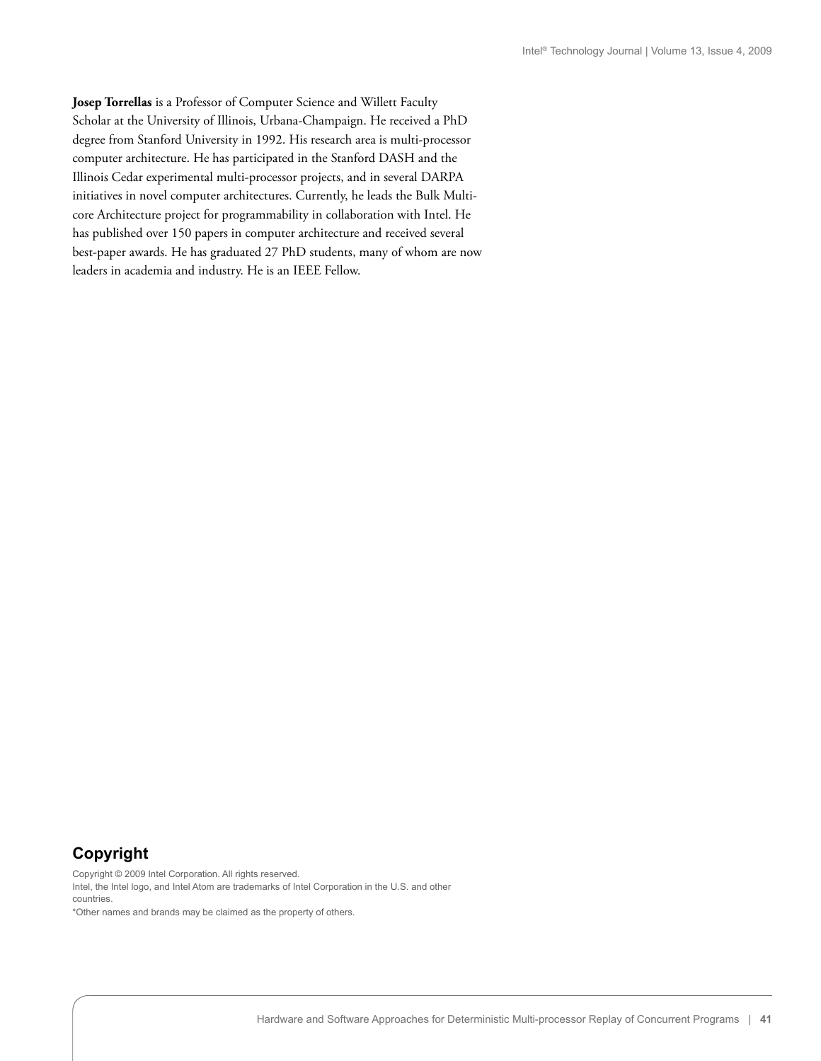**Josep Torrellas** is a Professor of Computer Science and Willett Faculty Scholar at the University of Illinois, Urbana-Champaign. He received a PhD degree from Stanford University in 1992. His research area is multi-processor computer architecture. He has participated in the Stanford DASH and the Illinois Cedar experimental multi-processor projects, and in several DARPA initiatives in novel computer architectures. Currently, he leads the Bulk Multi-core Architecture project for programmability in collaboration with Intel. He has published over 150 papers in computer architecture and received several best-paper awards. He has graduated 27 PhD students, many of whom are now leaders in academia and industry. He is an IEEE Fellow.

## Copyright

Copyright © 2009 Intel Corporation. All rights reserved.
Intel, the Intel logo, and Intel Atom are trademarks of Intel Corporation in the U.S. and other countries.
*Other names and brands may be claimed as the property of others.